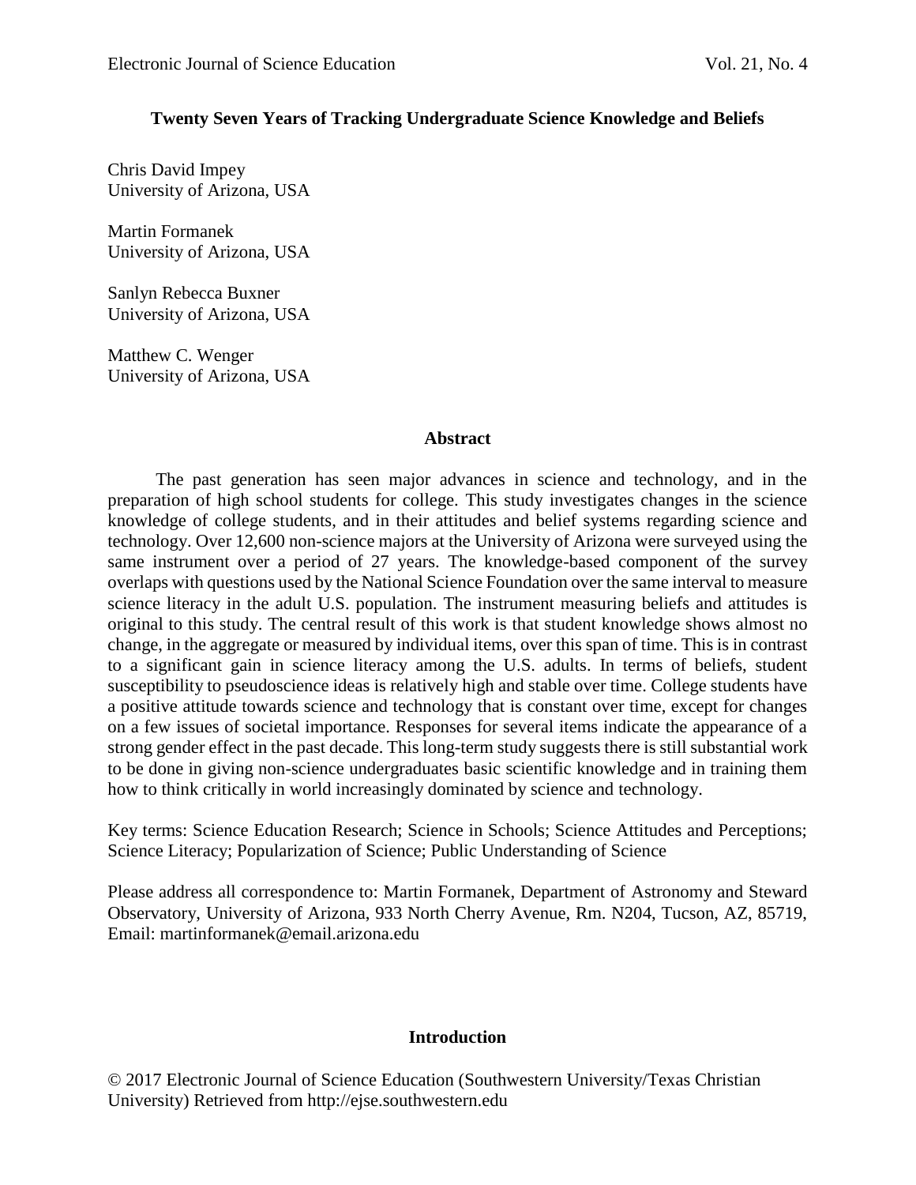# Twenty Seven Years of Tracking Undergraduate Science Knowledge and Beliefs

Chris David Impey
University of Arizona, USA

Martin Formanek
University of Arizona, USA

Sanlyn Rebecca Buxner
University of Arizona, USA

Matthew C. Wenger
University of Arizona, USA

## Abstract

The past generation has seen major advances in science and technology, and in the preparation of high school students for college. This study investigates changes in the science knowledge of college students, and in their attitudes and belief systems regarding science and technology. Over 12,600 non-science majors at the University of Arizona were surveyed using the same instrument over a period of 27 years. The knowledge-based component of the survey overlaps with questions used by the National Science Foundation over the same interval to measure science literacy in the adult U.S. population. The instrument measuring beliefs and attitudes is original to this study. The central result of this work is that student knowledge shows almost no change, in the aggregate or measured by individual items, over this span of time. This is in contrast to a significant gain in science literacy among the U.S. adults. In terms of beliefs, student susceptibility to pseudoscience ideas is relatively high and stable over time. College students have a positive attitude towards science and technology that is constant over time, except for changes on a few issues of societal importance. Responses for several items indicate the appearance of a strong gender effect in the past decade. This long-term study suggests there is still substantial work to be done in giving non-science undergraduates basic scientific knowledge and in training them how to think critically in world increasingly dominated by science and technology.

Key terms: Science Education Research; Science in Schools; Science Attitudes and Perceptions; Science Literacy; Popularization of Science; Public Understanding of Science

Please address all correspondence to: Martin Formanek, Department of Astronomy and Steward Observatory, University of Arizona, 933 North Cherry Avenue, Rm. N204, Tucson, AZ, 85719, Email: martinformanek@email.arizona.edu

## Introduction

© 2017 Electronic Journal of Science Education (Southwestern University/Texas Christian University) Retrieved from http://ejse.southwestern.edu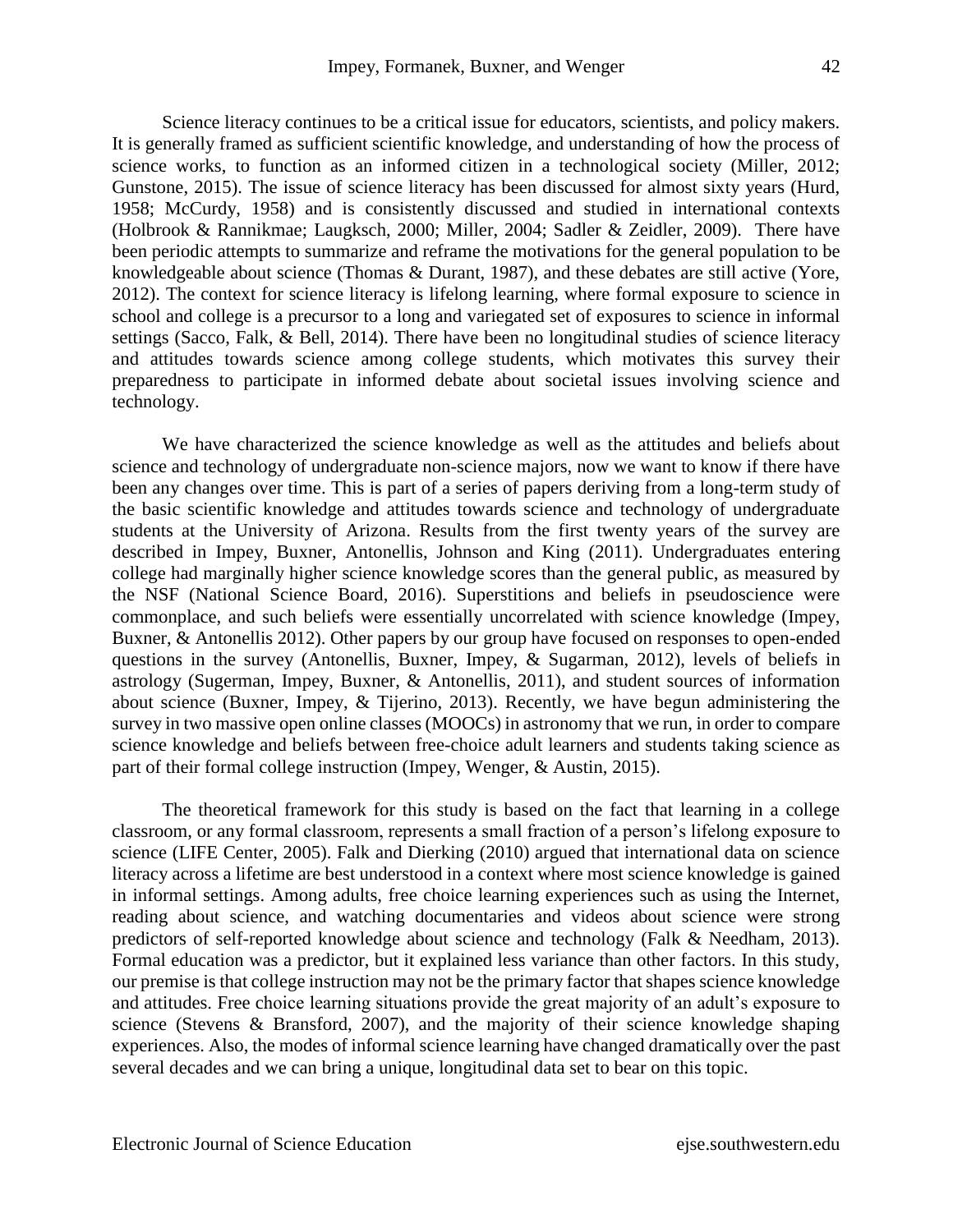Science literacy continues to be a critical issue for educators, scientists, and policy makers. It is generally framed as sufficient scientific knowledge, and understanding of how the process of science works, to function as an informed citizen in a technological society (Miller, 2012; Gunstone, 2015). The issue of science literacy has been discussed for almost sixty years (Hurd, 1958; McCurdy, 1958) and is consistently discussed and studied in international contexts (Holbrook & Rannikmae; Laugksch, 2000; Miller, 2004; Sadler & Zeidler, 2009). There have been periodic attempts to summarize and reframe the motivations for the general population to be knowledgeable about science (Thomas & Durant, 1987), and these debates are still active (Yore, 2012). The context for science literacy is lifelong learning, where formal exposure to science in school and college is a precursor to a long and variegated set of exposures to science in informal settings (Sacco, Falk, & Bell, 2014). There have been no longitudinal studies of science literacy and attitudes towards science among college students, which motivates this survey their preparedness to participate in informed debate about societal issues involving science and technology.

We have characterized the science knowledge as well as the attitudes and beliefs about science and technology of undergraduate non-science majors, now we want to know if there have been any changes over time. This is part of a series of papers deriving from a long-term study of the basic scientific knowledge and attitudes towards science and technology of undergraduate students at the University of Arizona. Results from the first twenty years of the survey are described in Impey, Buxner, Antonellis, Johnson and King (2011). Undergraduates entering college had marginally higher science knowledge scores than the general public, as measured by the NSF (National Science Board, 2016). Superstitions and beliefs in pseudoscience were commonplace, and such beliefs were essentially uncorrelated with science knowledge (Impey, Buxner, & Antonellis 2012). Other papers by our group have focused on responses to open-ended questions in the survey (Antonellis, Buxner, Impey, & Sugarman, 2012), levels of beliefs in astrology (Sugerman, Impey, Buxner, & Antonellis, 2011), and student sources of information about science (Buxner, Impey, & Tijerino, 2013). Recently, we have begun administering the survey in two massive open online classes (MOOCs) in astronomy that we run, in order to compare science knowledge and beliefs between free-choice adult learners and students taking science as part of their formal college instruction (Impey, Wenger, & Austin, 2015).

The theoretical framework for this study is based on the fact that learning in a college classroom, or any formal classroom, represents a small fraction of a person's lifelong exposure to science (LIFE Center, 2005). Falk and Dierking (2010) argued that international data on science literacy across a lifetime are best understood in a context where most science knowledge is gained in informal settings. Among adults, free choice learning experiences such as using the Internet, reading about science, and watching documentaries and videos about science were strong predictors of self-reported knowledge about science and technology (Falk & Needham, 2013). Formal education was a predictor, but it explained less variance than other factors. In this study, our premise is that college instruction may not be the primary factor that shapes science knowledge and attitudes. Free choice learning situations provide the great majority of an adult's exposure to science (Stevens & Bransford, 2007), and the majority of their science knowledge shaping experiences. Also, the modes of informal science learning have changed dramatically over the past several decades and we can bring a unique, longitudinal data set to bear on this topic.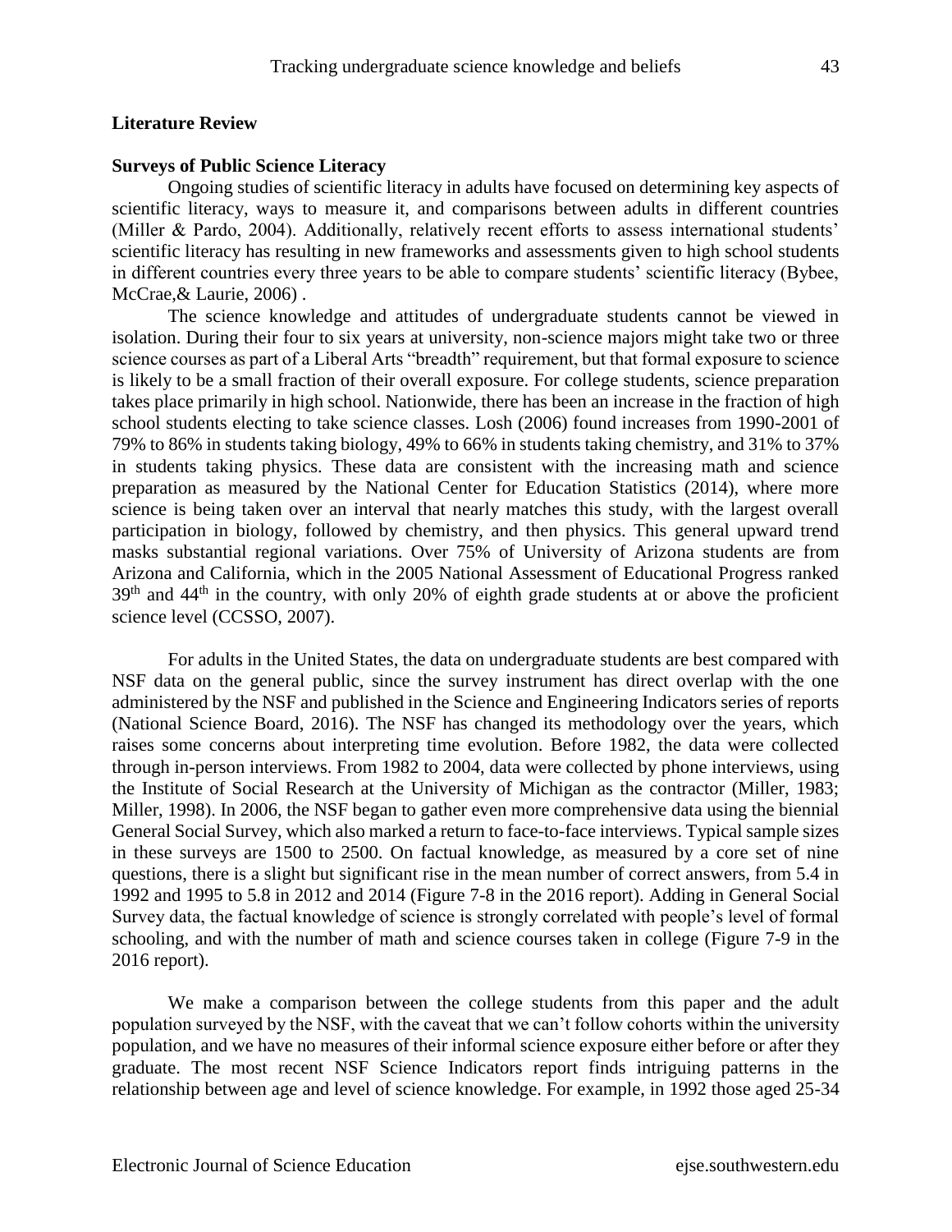## Literature Review

### Surveys of Public Science Literacy

Ongoing studies of scientific literacy in adults have focused on determining key aspects of scientific literacy, ways to measure it, and comparisons between adults in different countries (Miller & Pardo, 2004). Additionally, relatively recent efforts to assess international students' scientific literacy has resulting in new frameworks and assessments given to high school students in different countries every three years to be able to compare students' scientific literacy (Bybee, McCrae,& Laurie, 2006) .

The science knowledge and attitudes of undergraduate students cannot be viewed in isolation. During their four to six years at university, non-science majors might take two or three science courses as part of a Liberal Arts "breadth" requirement, but that formal exposure to science is likely to be a small fraction of their overall exposure. For college students, science preparation takes place primarily in high school. Nationwide, there has been an increase in the fraction of high school students electing to take science classes. Losh (2006) found increases from 1990-2001 of 79% to 86% in students taking biology, 49% to 66% in students taking chemistry, and 31% to 37% in students taking physics. These data are consistent with the increasing math and science preparation as measured by the National Center for Education Statistics (2014), where more science is being taken over an interval that nearly matches this study, with the largest overall participation in biology, followed by chemistry, and then physics. This general upward trend masks substantial regional variations. Over 75% of University of Arizona students are from Arizona and California, which in the 2005 National Assessment of Educational Progress ranked 39th and 44th in the country, with only 20% of eighth grade students at or above the proficient science level (CCSSO, 2007).

For adults in the United States, the data on undergraduate students are best compared with NSF data on the general public, since the survey instrument has direct overlap with the one administered by the NSF and published in the Science and Engineering Indicators series of reports (National Science Board, 2016). The NSF has changed its methodology over the years, which raises some concerns about interpreting time evolution. Before 1982, the data were collected through in-person interviews. From 1982 to 2004, data were collected by phone interviews, using the Institute of Social Research at the University of Michigan as the contractor (Miller, 1983; Miller, 1998). In 2006, the NSF began to gather even more comprehensive data using the biennial General Social Survey, which also marked a return to face-to-face interviews. Typical sample sizes in these surveys are 1500 to 2500. On factual knowledge, as measured by a core set of nine questions, there is a slight but significant rise in the mean number of correct answers, from 5.4 in 1992 and 1995 to 5.8 in 2012 and 2014 (Figure 7-8 in the 2016 report). Adding in General Social Survey data, the factual knowledge of science is strongly correlated with people's level of formal schooling, and with the number of math and science courses taken in college (Figure 7-9 in the 2016 report).

We make a comparison between the college students from this paper and the adult population surveyed by the NSF, with the caveat that we can't follow cohorts within the university population, and we have no measures of their informal science exposure either before or after they graduate. The most recent NSF Science Indicators report finds intriguing patterns in the relationship between age and level of science knowledge. For example, in 1992 those aged 25-34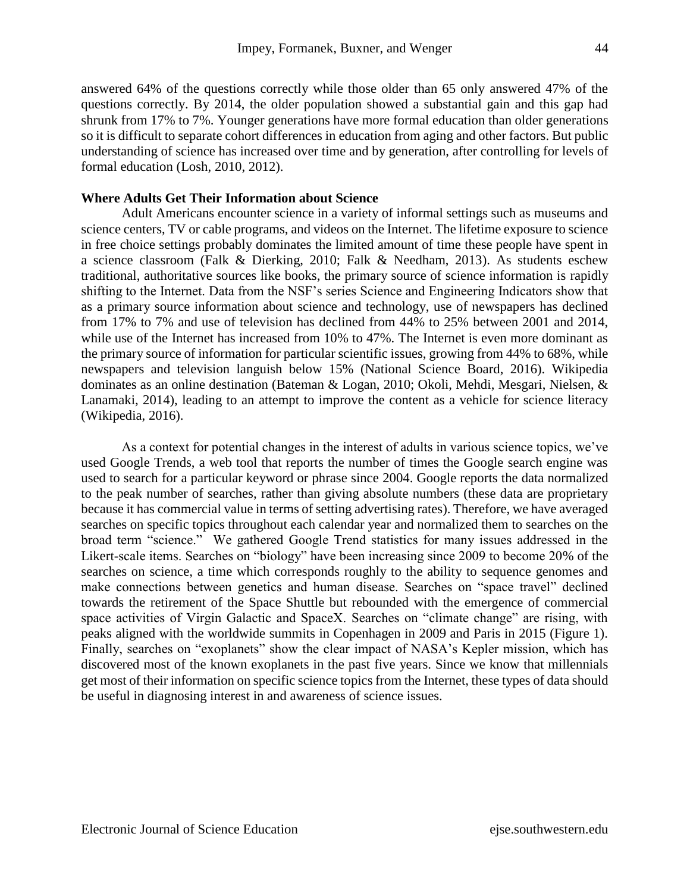answered 64% of the questions correctly while those older than 65 only answered 47% of the questions correctly. By 2014, the older population showed a substantial gain and this gap had shrunk from 17% to 7%. Younger generations have more formal education than older generations so it is difficult to separate cohort differences in education from aging and other factors. But public understanding of science has increased over time and by generation, after controlling for levels of formal education (Losh, 2010, 2012).

**Where Adults Get Their Information about Science**

Adult Americans encounter science in a variety of informal settings such as museums and science centers, TV or cable programs, and videos on the Internet. The lifetime exposure to science in free choice settings probably dominates the limited amount of time these people have spent in a science classroom (Falk & Dierking, 2010; Falk & Needham, 2013). As students eschew traditional, authoritative sources like books, the primary source of science information is rapidly shifting to the Internet. Data from the NSF's series Science and Engineering Indicators show that as a primary source information about science and technology, use of newspapers has declined from 17% to 7% and use of television has declined from 44% to 25% between 2001 and 2014, while use of the Internet has increased from 10% to 47%. The Internet is even more dominant as the primary source of information for particular scientific issues, growing from 44% to 68%, while newspapers and television languish below 15% (National Science Board, 2016). Wikipedia dominates as an online destination (Bateman & Logan, 2010; Okoli, Mehdi, Mesgari, Nielsen, & Lanamaki, 2014), leading to an attempt to improve the content as a vehicle for science literacy (Wikipedia, 2016).

As a context for potential changes in the interest of adults in various science topics, we've used Google Trends, a web tool that reports the number of times the Google search engine was used to search for a particular keyword or phrase since 2004. Google reports the data normalized to the peak number of searches, rather than giving absolute numbers (these data are proprietary because it has commercial value in terms of setting advertising rates). Therefore, we have averaged searches on specific topics throughout each calendar year and normalized them to searches on the broad term "science." We gathered Google Trend statistics for many issues addressed in the Likert-scale items. Searches on "biology" have been increasing since 2009 to become 20% of the searches on science, a time which corresponds roughly to the ability to sequence genomes and make connections between genetics and human disease. Searches on "space travel" declined towards the retirement of the Space Shuttle but rebounded with the emergence of commercial space activities of Virgin Galactic and SpaceX. Searches on "climate change" are rising, with peaks aligned with the worldwide summits in Copenhagen in 2009 and Paris in 2015 (Figure 1). Finally, searches on "exoplanets" show the clear impact of NASA's Kepler mission, which has discovered most of the known exoplanets in the past five years. Since we know that millennials get most of their information on specific science topics from the Internet, these types of data should be useful in diagnosing interest in and awareness of science issues.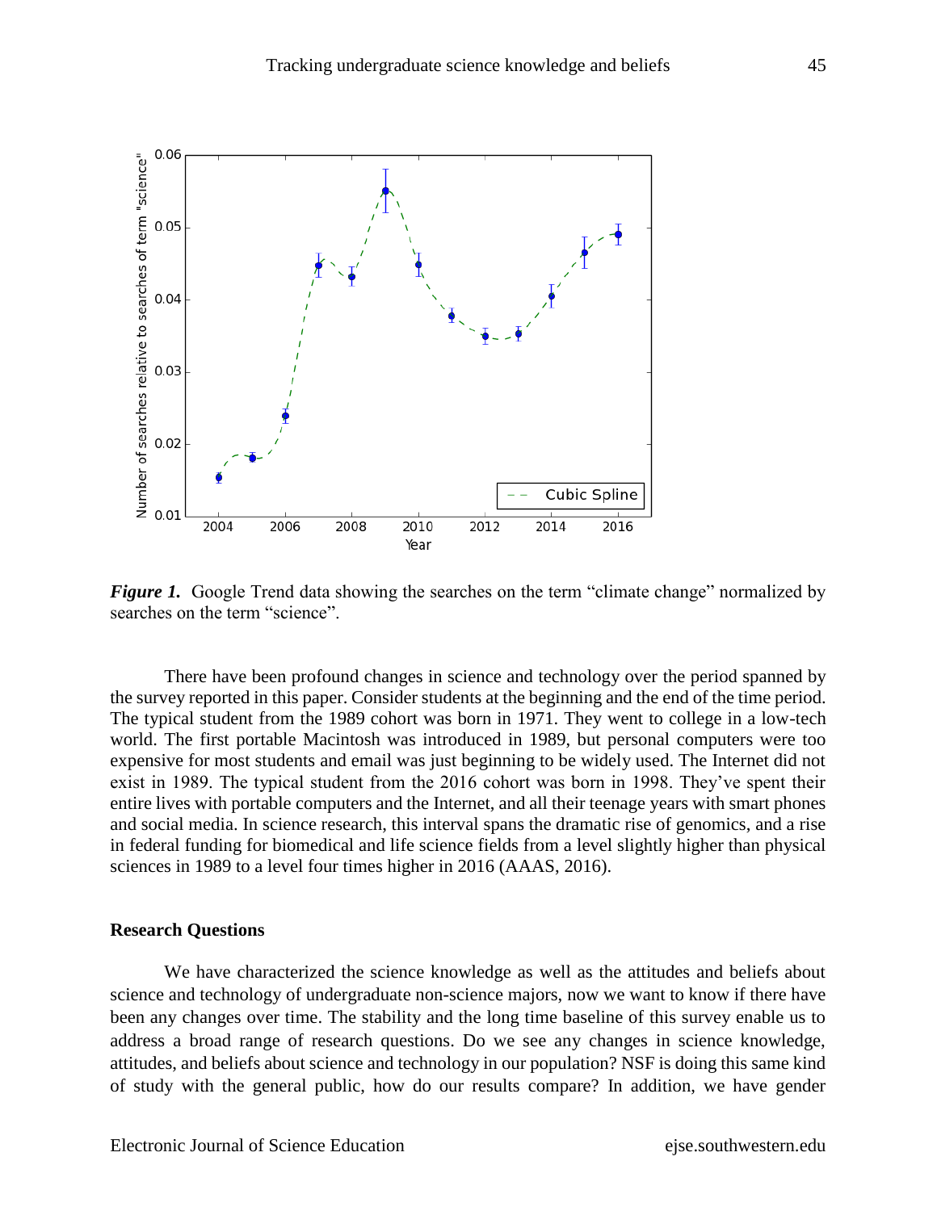Number of searches relative to searches of term "science"

0.06
0.05
0.04
0.03
0.02
0.01

2004 2006 2008 2010 2012 2014 2016

Year

Cubic Spline

***Figure 1.*** Google Trend data showing the searches on the term "climate change" normalized by searches on the term "science".

There have been profound changes in science and technology over the period spanned by the survey reported in this paper. Consider students at the beginning and the end of the time period. The typical student from the 1989 cohort was born in 1971. They went to college in a low-tech world. The first portable Macintosh was introduced in 1989, but personal computers were too expensive for most students and email was just beginning to be widely used. The Internet did not exist in 1989. The typical student from the 2016 cohort was born in 1998. They've spent their entire lives with portable computers and the Internet, and all their teenage years with smart phones and social media. In science research, this interval spans the dramatic rise of genomics, and a rise in federal funding for biomedical and life science fields from a level slightly higher than physical sciences in 1989 to a level four times higher in 2016 (AAAS, 2016).

### Research Questions

We have characterized the science knowledge as well as the attitudes and beliefs about science and technology of undergraduate non-science majors, now we want to know if there have been any changes over time. The stability and the long time baseline of this survey enable us to address a broad range of research questions. Do we see any changes in science knowledge, attitudes, and beliefs about science and technology in our population? NSF is doing this same kind of study with the general public, how do our results compare? In addition, we have gender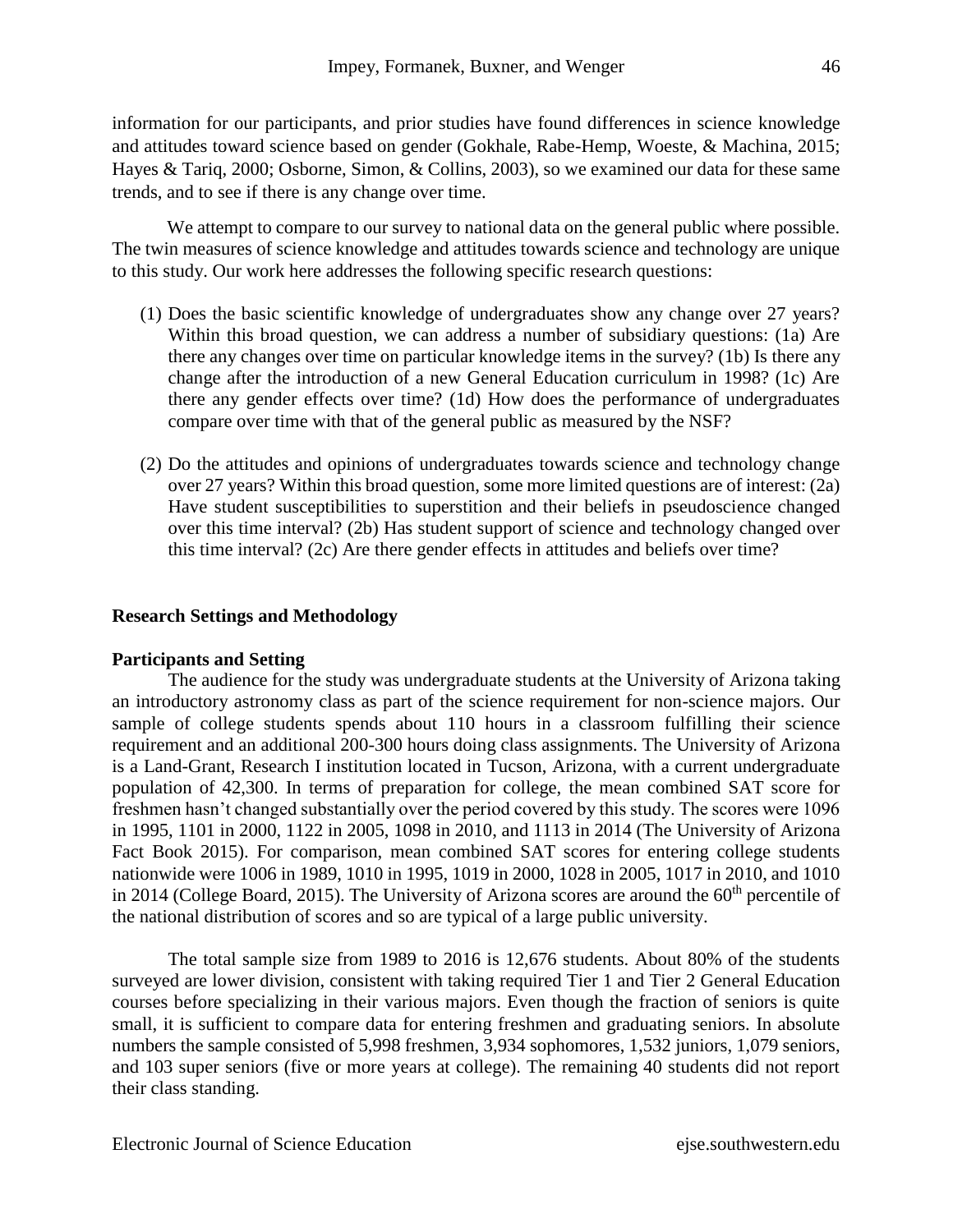information for our participants, and prior studies have found differences in science knowledge and attitudes toward science based on gender (Gokhale, Rabe-Hemp, Woeste, & Machina, 2015; Hayes & Tariq, 2000; Osborne, Simon, & Collins, 2003), so we examined our data for these same trends, and to see if there is any change over time.

We attempt to compare to our survey to national data on the general public where possible. The twin measures of science knowledge and attitudes towards science and technology are unique to this study. Our work here addresses the following specific research questions:

(1) Does the basic scientific knowledge of undergraduates show any change over 27 years? Within this broad question, we can address a number of subsidiary questions: (1a) Are there any changes over time on particular knowledge items in the survey? (1b) Is there any change after the introduction of a new General Education curriculum in 1998? (1c) Are there any gender effects over time? (1d) How does the performance of undergraduates compare over time with that of the general public as measured by the NSF?

(2) Do the attitudes and opinions of undergraduates towards science and technology change over 27 years? Within this broad question, some more limited questions are of interest: (2a) Have student susceptibilities to superstition and their beliefs in pseudoscience changed over this time interval? (2b) Has student support of science and technology changed over this time interval? (2c) Are there gender effects in attitudes and beliefs over time?

## Research Settings and Methodology

### Participants and Setting

The audience for the study was undergraduate students at the University of Arizona taking an introductory astronomy class as part of the science requirement for non-science majors. Our sample of college students spends about 110 hours in a classroom fulfilling their science requirement and an additional 200-300 hours doing class assignments. The University of Arizona is a Land-Grant, Research I institution located in Tucson, Arizona, with a current undergraduate population of 42,300. In terms of preparation for college, the mean combined SAT score for freshmen hasn't changed substantially over the period covered by this study. The scores were 1096 in 1995, 1101 in 2000, 1122 in 2005, 1098 in 2010, and 1113 in 2014 (The University of Arizona Fact Book 2015). For comparison, mean combined SAT scores for entering college students nationwide were 1006 in 1989, 1010 in 1995, 1019 in 2000, 1028 in 2005, 1017 in 2010, and 1010 in 2014 (College Board, 2015). The University of Arizona scores are around the 60th percentile of the national distribution of scores and so are typical of a large public university.

The total sample size from 1989 to 2016 is 12,676 students. About 80% of the students surveyed are lower division, consistent with taking required Tier 1 and Tier 2 General Education courses before specializing in their various majors. Even though the fraction of seniors is quite small, it is sufficient to compare data for entering freshmen and graduating seniors. In absolute numbers the sample consisted of 5,998 freshmen, 3,934 sophomores, 1,532 juniors, 1,079 seniors, and 103 super seniors (five or more years at college). The remaining 40 students did not report their class standing.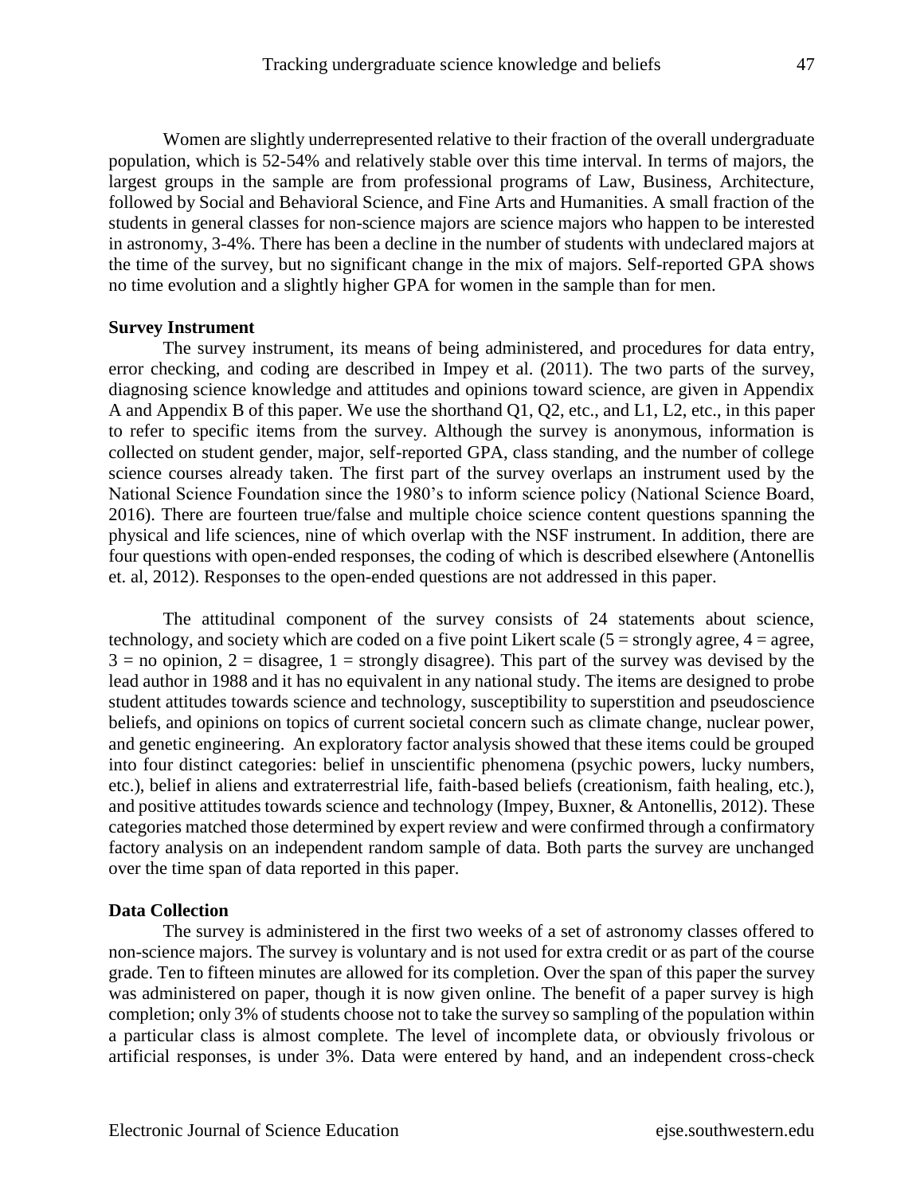Women are slightly underrepresented relative to their fraction of the overall undergraduate population, which is 52-54% and relatively stable over this time interval. In terms of majors, the largest groups in the sample are from professional programs of Law, Business, Architecture, followed by Social and Behavioral Science, and Fine Arts and Humanities. A small fraction of the students in general classes for non-science majors are science majors who happen to be interested in astronomy, 3-4%. There has been a decline in the number of students with undeclared majors at the time of the survey, but no significant change in the mix of majors. Self-reported GPA shows no time evolution and a slightly higher GPA for women in the sample than for men.

**Survey Instrument**

The survey instrument, its means of being administered, and procedures for data entry, error checking, and coding are described in Impey et al. (2011). The two parts of the survey, diagnosing science knowledge and attitudes and opinions toward science, are given in Appendix A and Appendix B of this paper. We use the shorthand Q1, Q2, etc., and L1, L2, etc., in this paper to refer to specific items from the survey. Although the survey is anonymous, information is collected on student gender, major, self-reported GPA, class standing, and the number of college science courses already taken. The first part of the survey overlaps an instrument used by the National Science Foundation since the 1980's to inform science policy (National Science Board, 2016). There are fourteen true/false and multiple choice science content questions spanning the physical and life sciences, nine of which overlap with the NSF instrument. In addition, there are four questions with open-ended responses, the coding of which is described elsewhere (Antonellis et. al, 2012). Responses to the open-ended questions are not addressed in this paper.

The attitudinal component of the survey consists of 24 statements about science, technology, and society which are coded on a five point Likert scale (5 = strongly agree, 4 = agree, 3 = no opinion, 2 = disagree, 1 = strongly disagree). This part of the survey was devised by the lead author in 1988 and it has no equivalent in any national study. The items are designed to probe student attitudes towards science and technology, susceptibility to superstition and pseudoscience beliefs, and opinions on topics of current societal concern such as climate change, nuclear power, and genetic engineering. An exploratory factor analysis showed that these items could be grouped into four distinct categories: belief in unscientific phenomena (psychic powers, lucky numbers, etc.), belief in aliens and extraterrestrial life, faith-based beliefs (creationism, faith healing, etc.), and positive attitudes towards science and technology (Impey, Buxner, & Antonellis, 2012). These categories matched those determined by expert review and were confirmed through a confirmatory factory analysis on an independent random sample of data. Both parts the survey are unchanged over the time span of data reported in this paper.

**Data Collection**

The survey is administered in the first two weeks of a set of astronomy classes offered to non-science majors. The survey is voluntary and is not used for extra credit or as part of the course grade. Ten to fifteen minutes are allowed for its completion. Over the span of this paper the survey was administered on paper, though it is now given online. The benefit of a paper survey is high completion; only 3% of students choose not to take the survey so sampling of the population within a particular class is almost complete. The level of incomplete data, or obviously frivolous or artificial responses, is under 3%. Data were entered by hand, and an independent cross-check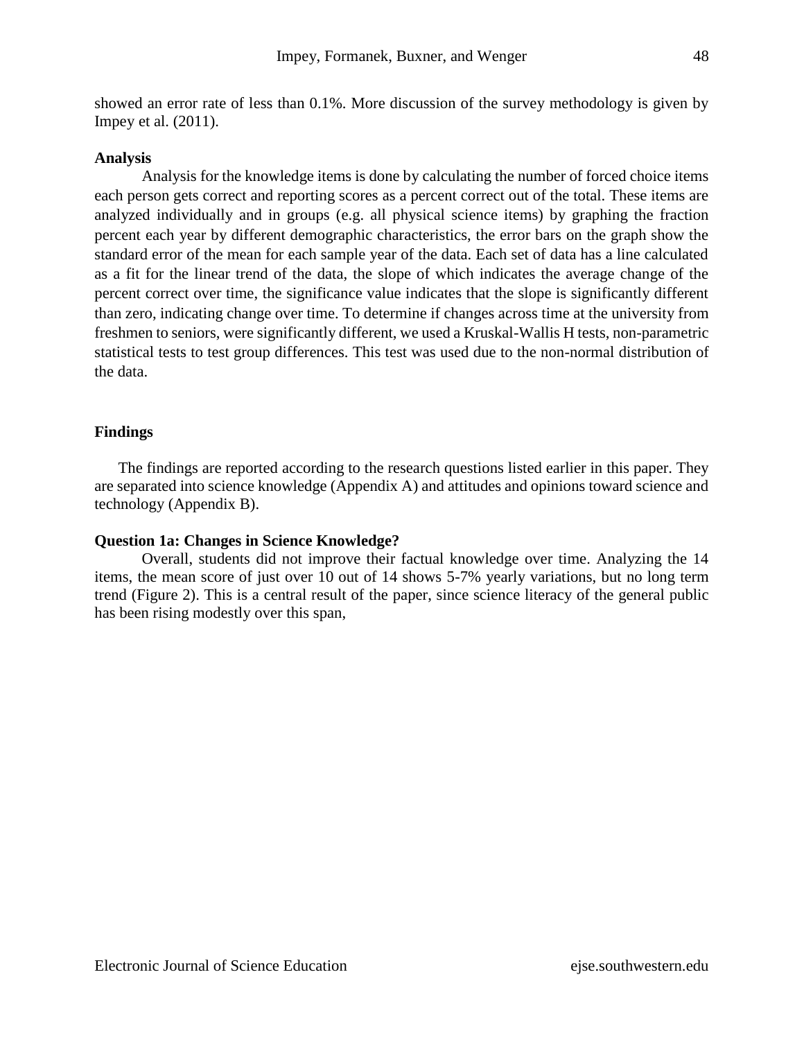showed an error rate of less than 0.1%. More discussion of the survey methodology is given by Impey et al. (2011).

**Analysis**

Analysis for the knowledge items is done by calculating the number of forced choice items each person gets correct and reporting scores as a percent correct out of the total. These items are analyzed individually and in groups (e.g. all physical science items) by graphing the fraction percent each year by different demographic characteristics, the error bars on the graph show the standard error of the mean for each sample year of the data. Each set of data has a line calculated as a fit for the linear trend of the data, the slope of which indicates the average change of the percent correct over time, the significance value indicates that the slope is significantly different than zero, indicating change over time. To determine if changes across time at the university from freshmen to seniors, were significantly different, we used a Kruskal-Wallis H tests, non-parametric statistical tests to test group differences. This test was used due to the non-normal distribution of the data.

## Findings

The findings are reported according to the research questions listed earlier in this paper. They are separated into science knowledge (Appendix A) and attitudes and opinions toward science and technology (Appendix B).

**Question 1a: Changes in Science Knowledge?**

Overall, students did not improve their factual knowledge over time. Analyzing the 14 items, the mean score of just over 10 out of 14 shows 5-7% yearly variations, but no long term trend (Figure 2). This is a central result of the paper, since science literacy of the general public has been rising modestly over this span,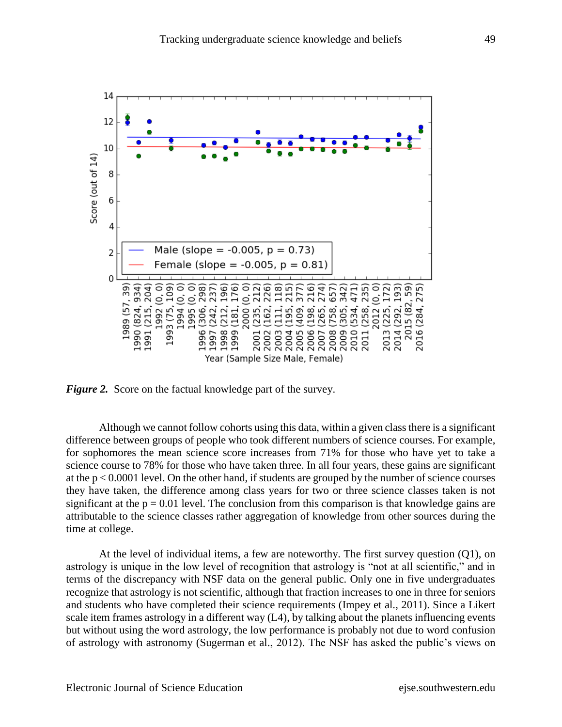14
12
10
8
6
4
2
0

Score (out of 14)

Male (slope = -0.005, p = 0.73)
Female (slope = -0.005, p = 0.81)

1989 (57, 39)
1990 (824, 934)
1991 (215, 204)
1992 (0, 0)
1993 (75, 109)
1994 (0, 0)
1995 (0, 0)
1996 (306, 298)
1997 (242, 237)
1998 (212, 196)
1999 (181, 176)
2000 (0, 0)
2001 (235, 212)
2002 (162, 226)
2003 (111, 118)
2004 (195, 215)
2005 (409, 377)
2006 (198, 216)
2007 (265, 274)
2008 (758, 657)
2009 (305, 342)
2010 (534, 471)
2011 (258, 235)
2012 (0, 0)
2013 (225, 172)
2014 (292, 193)
2015 (82, 59)
2016 (284, 275)

Year (Sample Size Male, Female)

***Figure 2.*** Score on the factual knowledge part of the survey.

Although we cannot follow cohorts using this data, within a given class there is a significant difference between groups of people who took different numbers of science courses. For example, for sophomores the mean science score increases from 71% for those who have yet to take a science course to 78% for those who have taken three. In all four years, these gains are significant at the $p < 0.0001$ level. On the other hand, if students are grouped by the number of science courses they have taken, the difference among class years for two or three science classes taken is not significant at the $p = 0.01$ level. The conclusion from this comparison is that knowledge gains are attributable to the science classes rather aggregation of knowledge from other sources during the time at college.

At the level of individual items, a few are noteworthy. The first survey question (Q1), on astrology is unique in the low level of recognition that astrology is "not at all scientific," and in terms of the discrepancy with NSF data on the general public. Only one in five undergraduates recognize that astrology is not scientific, although that fraction increases to one in three for seniors and students who have completed their science requirements (Impey et al., 2011). Since a Likert scale item frames astrology in a different way (L4), by talking about the planets influencing events but without using the word astrology, the low performance is probably not due to word confusion of astrology with astronomy (Sugerman et al., 2012). The NSF has asked the public's views on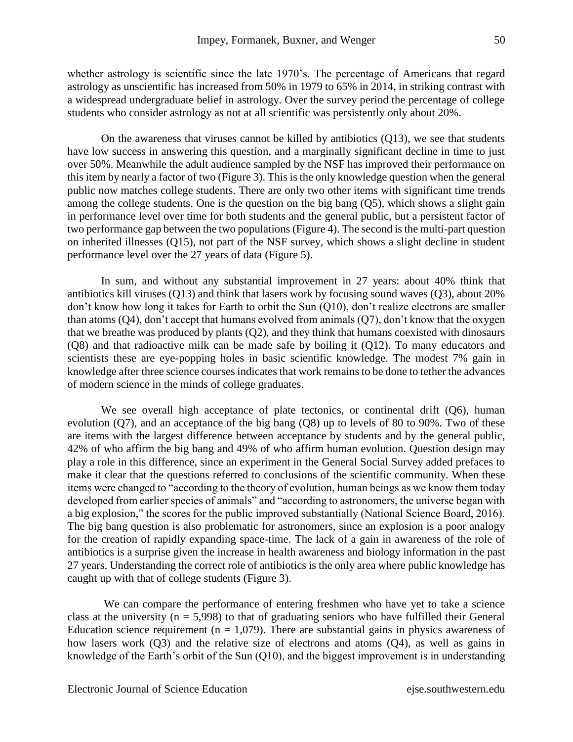whether astrology is scientific since the late 1970's. The percentage of Americans that regard astrology as unscientific has increased from 50% in 1979 to 65% in 2014, in striking contrast with a widespread undergraduate belief in astrology. Over the survey period the percentage of college students who consider astrology as not at all scientific was persistently only about 20%.

On the awareness that viruses cannot be killed by antibiotics (Q13), we see that students have low success in answering this question, and a marginally significant decline in time to just over 50%. Meanwhile the adult audience sampled by the NSF has improved their performance on this item by nearly a factor of two (Figure 3). This is the only knowledge question when the general public now matches college students. There are only two other items with significant time trends among the college students. One is the question on the big bang (Q5), which shows a slight gain in performance level over time for both students and the general public, but a persistent factor of two performance gap between the two populations (Figure 4). The second is the multi-part question on inherited illnesses (Q15), not part of the NSF survey, which shows a slight decline in student performance level over the 27 years of data (Figure 5).

In sum, and without any substantial improvement in 27 years: about 40% think that antibiotics kill viruses (Q13) and think that lasers work by focusing sound waves (Q3), about 20% don't know how long it takes for Earth to orbit the Sun (Q10), don't realize electrons are smaller than atoms (Q4), don't accept that humans evolved from animals (Q7), don't know that the oxygen that we breathe was produced by plants (Q2), and they think that humans coexisted with dinosaurs (Q8) and that radioactive milk can be made safe by boiling it (Q12). To many educators and scientists these are eye-popping holes in basic scientific knowledge. The modest 7% gain in knowledge after three science courses indicates that work remains to be done to tether the advances of modern science in the minds of college graduates.

We see overall high acceptance of plate tectonics, or continental drift (Q6), human evolution (Q7), and an acceptance of the big bang (Q8) up to levels of 80 to 90%. Two of these are items with the largest difference between acceptance by students and by the general public, 42% of who affirm the big bang and 49% of who affirm human evolution. Question design may play a role in this difference, since an experiment in the General Social Survey added prefaces to make it clear that the questions referred to conclusions of the scientific community. When these items were changed to "according to the theory of evolution, human beings as we know them today developed from earlier species of animals" and "according to astronomers, the universe began with a big explosion," the scores for the public improved substantially (National Science Board, 2016). The big bang question is also problematic for astronomers, since an explosion is a poor analogy for the creation of rapidly expanding space-time. The lack of a gain in awareness of the role of antibiotics is a surprise given the increase in health awareness and biology information in the past 27 years. Understanding the correct role of antibiotics is the only area where public knowledge has caught up with that of college students (Figure 3).

We can compare the performance of entering freshmen who have yet to take a science class at the university (n = 5,998) to that of graduating seniors who have fulfilled their General Education science requirement (n = 1,079). There are substantial gains in physics awareness of how lasers work (Q3) and the relative size of electrons and atoms (Q4), as well as gains in knowledge of the Earth's orbit of the Sun (Q10), and the biggest improvement is in understanding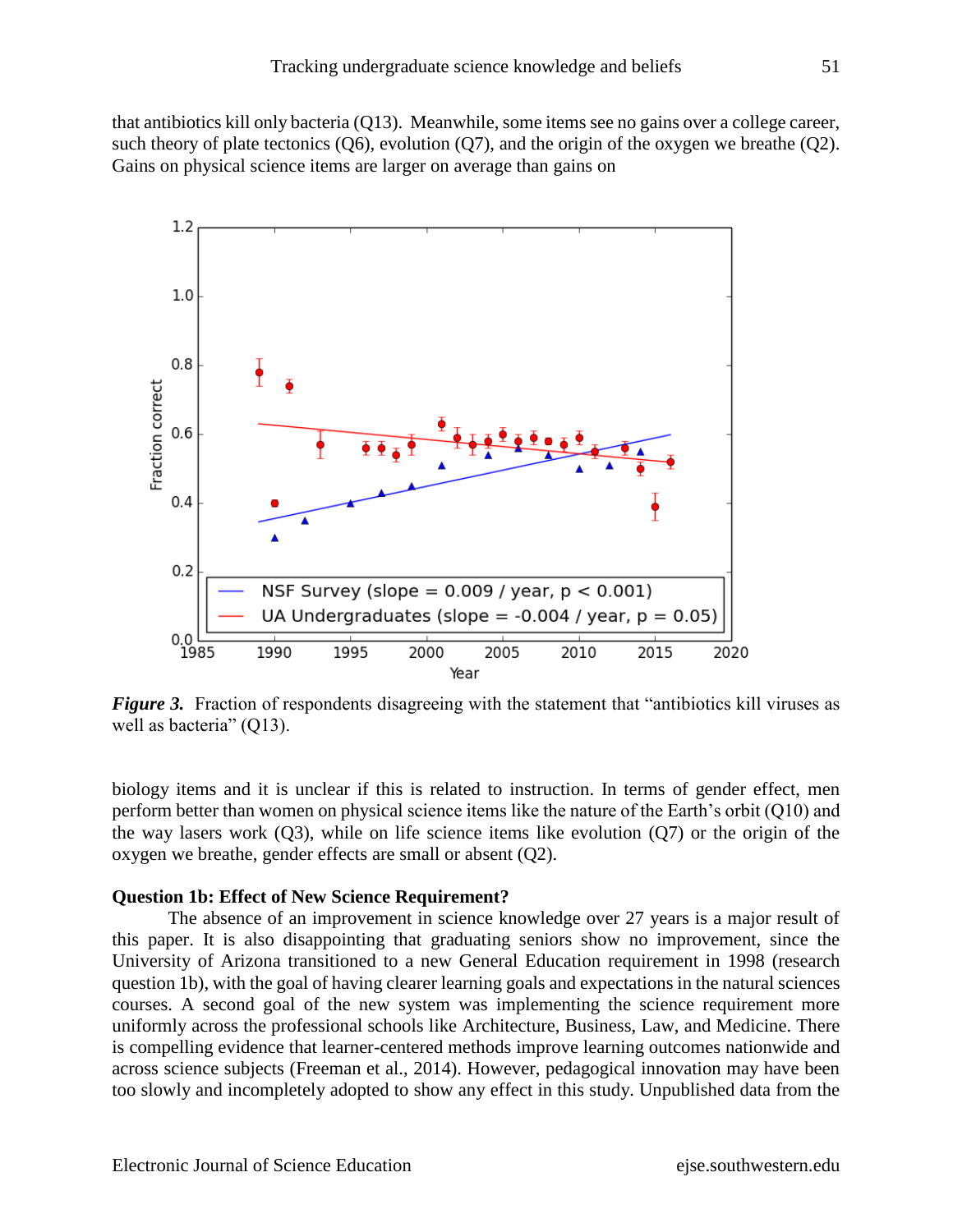that antibiotics kill only bacteria (Q13). Meanwhile, some items see no gains over a college career, such theory of plate tectonics (Q6), evolution (Q7), and the origin of the oxygen we breathe (Q2). Gains on physical science items are larger on average than gains on

1.2
1.0
0.8
0.6
0.4
0.2
0.0
Fraction correct
1985 1990 1995 2000 2005 2010 2015 2020
Year
NSF Survey (slope = 0.009 / year, p < 0.001)
UA Undergraduates (slope = -0.004 / year, p = 0.05)

***Figure 3.*** Fraction of respondents disagreeing with the statement that "antibiotics kill viruses as well as bacteria" (Q13).

biology items and it is unclear if this is related to instruction. In terms of gender effect, men perform better than women on physical science items like the nature of the Earth's orbit (Q10) and the way lasers work (Q3), while on life science items like evolution (Q7) or the origin of the oxygen we breathe, gender effects are small or absent (Q2).

**Question 1b: Effect of New Science Requirement?**

The absence of an improvement in science knowledge over 27 years is a major result of this paper. It is also disappointing that graduating seniors show no improvement, since the University of Arizona transitioned to a new General Education requirement in 1998 (research question 1b), with the goal of having clearer learning goals and expectations in the natural sciences courses. A second goal of the new system was implementing the science requirement more uniformly across the professional schools like Architecture, Business, Law, and Medicine. There is compelling evidence that learner-centered methods improve learning outcomes nationwide and across science subjects (Freeman et al., 2014). However, pedagogical innovation may have been too slowly and incompletely adopted to show any effect in this study. Unpublished data from the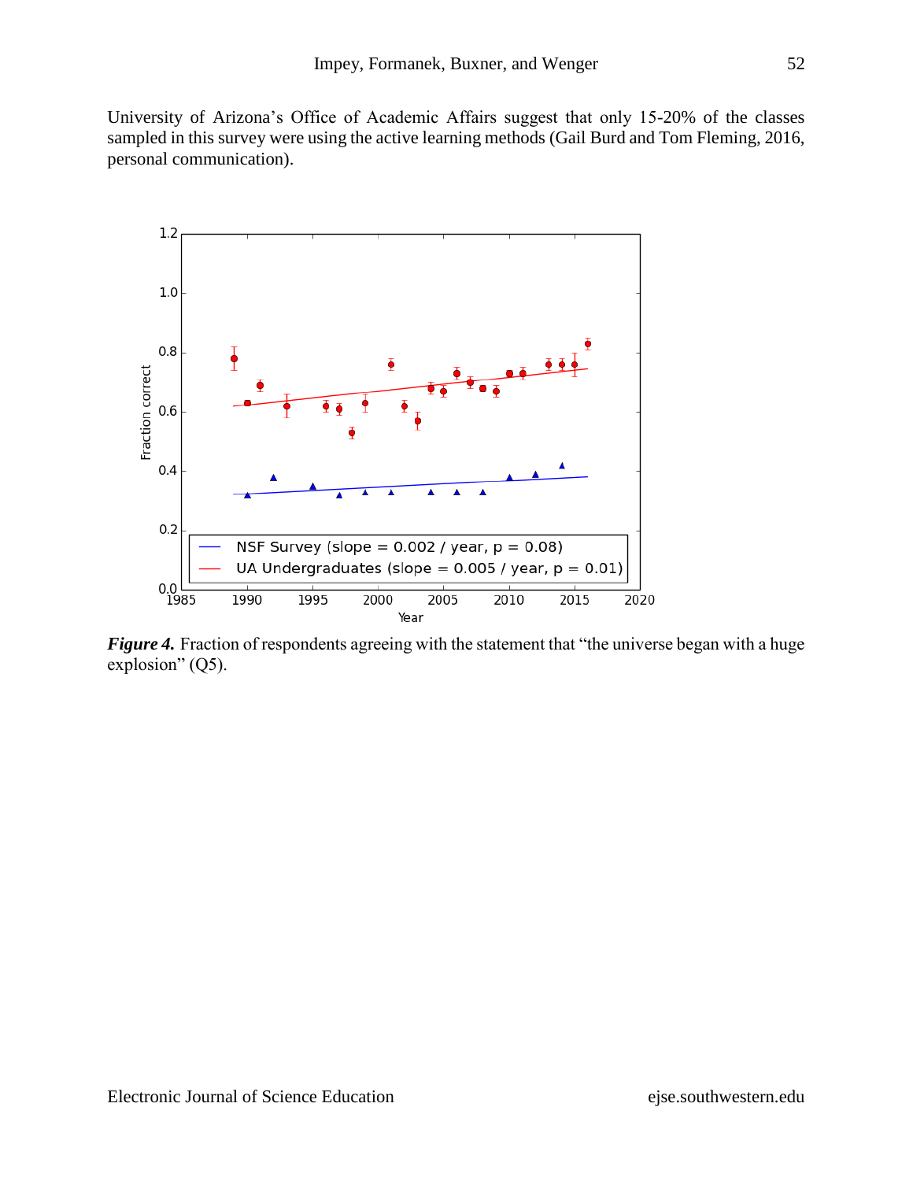University of Arizona's Office of Academic Affairs suggest that only 15-20% of the classes sampled in this survey were using the active learning methods (Gail Burd and Tom Fleming, 2016, personal communication).

1.2
1.0
0.8
0.6
0.4
0.2
0.0
Fraction correct
1985
1990
1995
2000
2005
2010
2015
2020
Year
NSF Survey (slope = 0.002 / year, p = 0.08)
UA Undergraduates (slope = 0.005 / year, p = 0.01)

***Figure 4.*** Fraction of respondents agreeing with the statement that "the universe began with a huge explosion" (Q5).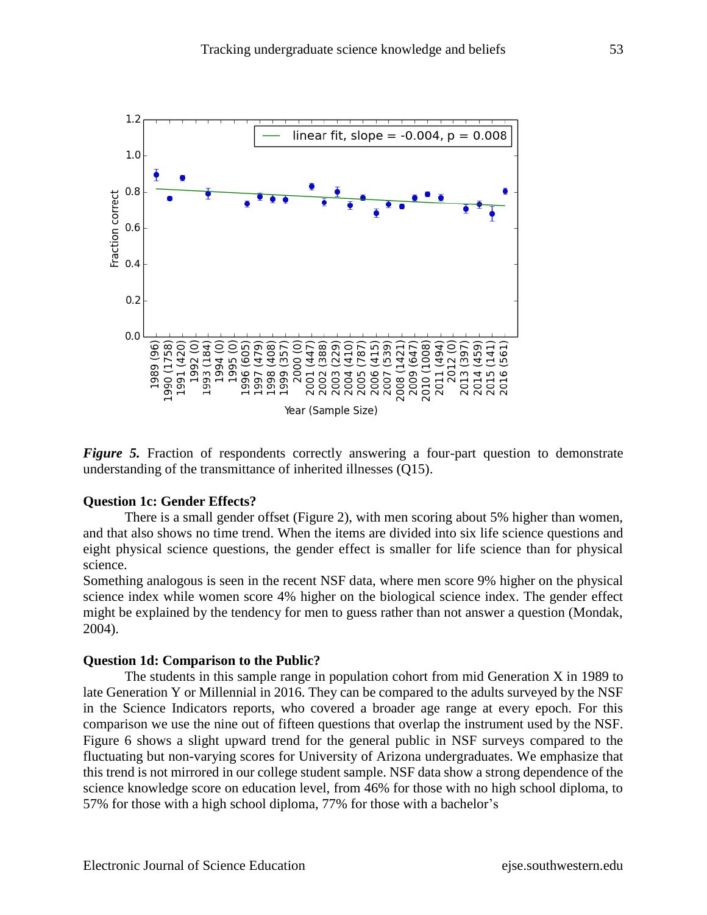1.2

1.0

0.8

0.6

0.4

0.2

0.0

Fraction correct

linear fit, slope = -0.004, p = 0.008

1989 (96)
1990 (1758)
1991 (420)
1992 (0)
1993 (184)
1994 (0)
1995 (0)
1996 (605)
1997 (479)
1998 (408)
1999 (357)
2000 (0)
2001 (447)
2002 (388)
2003 (229)
2004 (410)
2005 (787)
2006 (415)
2007 (539)
2008 (1421)
2009 (647)
2010 (1008)
2011 (494)
2012 (0)
2013 (397)
2014 (459)
2015 (141)
2016 (561)

Year (Sample Size)

***Figure 5.*** Fraction of respondents correctly answering a four-part question to demonstrate understanding of the transmittance of inherited illnesses (Q15).

**Question 1c: Gender Effects?**

There is a small gender offset (Figure 2), with men scoring about 5% higher than women, and that also shows no time trend. When the items are divided into six life science questions and eight physical science questions, the gender effect is smaller for life science than for physical science.

Something analogous is seen in the recent NSF data, where men score 9% higher on the physical science index while women score 4% higher on the biological science index. The gender effect might be explained by the tendency for men to guess rather than not answer a question (Mondak, 2004).

**Question 1d: Comparison to the Public?**

The students in this sample range in population cohort from mid Generation X in 1989 to late Generation Y or Millennial in 2016. They can be compared to the adults surveyed by the NSF in the Science Indicators reports, who covered a broader age range at every epoch. For this comparison we use the nine out of fifteen questions that overlap the instrument used by the NSF. Figure 6 shows a slight upward trend for the general public in NSF surveys compared to the fluctuating but non-varying scores for University of Arizona undergraduates. We emphasize that this trend is not mirrored in our college student sample. NSF data show a strong dependence of the science knowledge score on education level, from 46% for those with no high school diploma, to 57% for those with a high school diploma, 77% for those with a bachelor's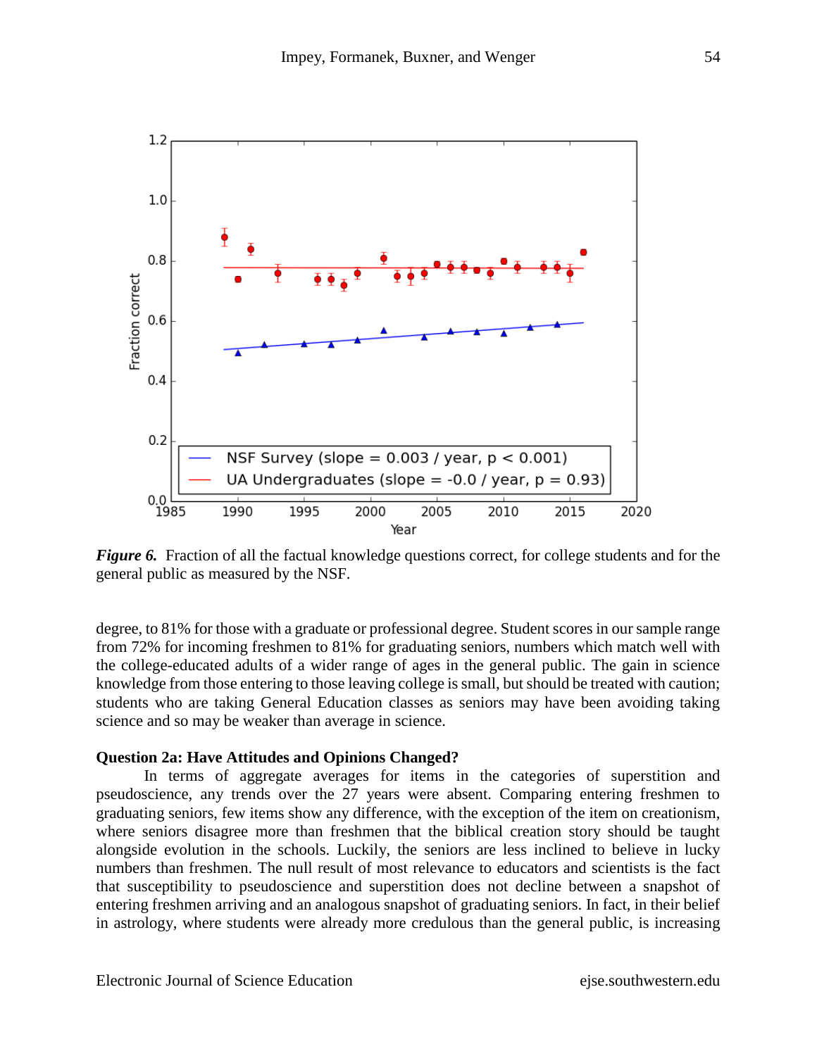1.2

1.0

0.8

0.6

0.4

0.2

0.0

Fraction correct

1985 1990 1995 2000 2005 2010 2015 2020

Year

NSF Survey (slope = 0.003 / year, p < 0.001)

UA Undergraduates (slope = -0.0 / year, p = 0.93)

***Figure 6.*** Fraction of all the factual knowledge questions correct, for college students and for the general public as measured by the NSF.

degree, to 81% for those with a graduate or professional degree. Student scores in our sample range from 72% for incoming freshmen to 81% for graduating seniors, numbers which match well with the college-educated adults of a wider range of ages in the general public. The gain in science knowledge from those entering to those leaving college is small, but should be treated with caution; students who are taking General Education classes as seniors may have been avoiding taking science and so may be weaker than average in science.

**Question 2a: Have Attitudes and Opinions Changed?**

In terms of aggregate averages for items in the categories of superstition and pseudoscience, any trends over the 27 years were absent. Comparing entering freshmen to graduating seniors, few items show any difference, with the exception of the item on creationism, where seniors disagree more than freshmen that the biblical creation story should be taught alongside evolution in the schools. Luckily, the seniors are less inclined to believe in lucky numbers than freshmen. The null result of most relevance to educators and scientists is the fact that susceptibility to pseudoscience and superstition does not decline between a snapshot of entering freshmen arriving and an analogous snapshot of graduating seniors. In fact, in their belief in astrology, where students were already more credulous than the general public, is increasing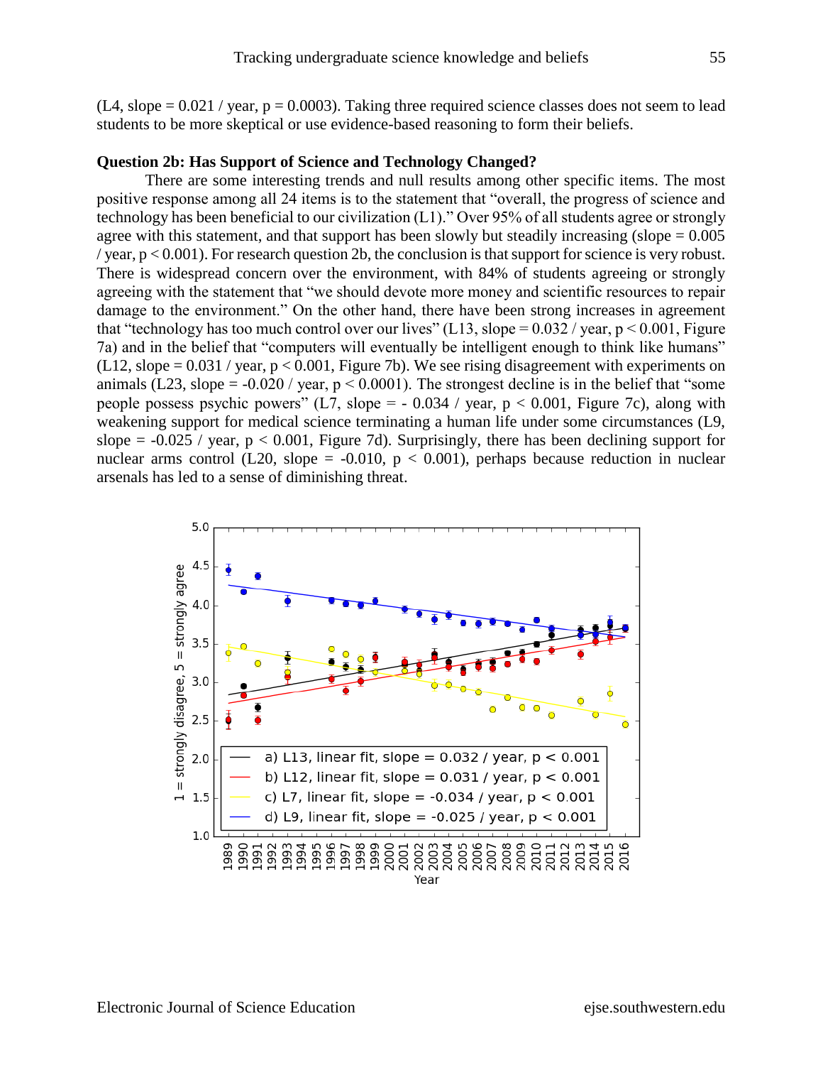(L4, slope = 0.021 / year, p = 0.0003). Taking three required science classes does not seem to lead students to be more skeptical or use evidence-based reasoning to form their beliefs.

**Question 2b: Has Support of Science and Technology Changed?**

There are some interesting trends and null results among other specific items. The most positive response among all 24 items is to the statement that "overall, the progress of science and technology has been beneficial to our civilization (L1)." Over 95% of all students agree or strongly agree with this statement, and that support has been slowly but steadily increasing (slope = 0.005 / year, $p < 0.001$). For research question 2b, the conclusion is that support for science is very robust. There is widespread concern over the environment, with 84% of students agreeing or strongly agreeing with the statement that "we should devote more money and scientific resources to repair damage to the environment." On the other hand, there have been strong increases in agreement that "technology has too much control over our lives" (L13, slope = 0.032 / year, $p < 0.001$, Figure 7a) and in the belief that "computers will eventually be intelligent enough to think like humans" (L12, slope = 0.031 / year, $p < 0.001$, Figure 7b). We see rising disagreement with experiments on animals (L23, slope = -0.020 / year, $p < 0.0001$). The strongest decline is in the belief that "some people possess psychic powers" (L7, slope = - 0.034 / year, $p < 0.001$, Figure 7c), along with weakening support for medical science terminating a human life under some circumstances (L9, slope = -0.025 / year, $p < 0.001$, Figure 7d). Surprisingly, there has been declining support for nuclear arms control (L20, slope = -0.010, $p < 0.001$), perhaps because reduction in nuclear arsenals has led to a sense of diminishing threat.

1 = strongly disagree, 5 = strongly agree

5.0
4.5
4.0
3.5
3.0
2.5
2.0
1.5
1.0

a) L13, linear fit, slope = 0.032 / year, p < 0.001
b) L12, linear fit, slope = 0.031 / year, p < 0.001
c) L7, linear fit, slope = -0.034 / year, p < 0.001
d) L9, linear fit, slope = -0.025 / year, p < 0.001

1989 1990 1991 1992 1993 1994 1995 1996 1997 1998 1999 2000 2001 2002 2003 2004 2005 2006 2007 2008 2009 2010 2011 2012 2013 2014 2015 2016

Year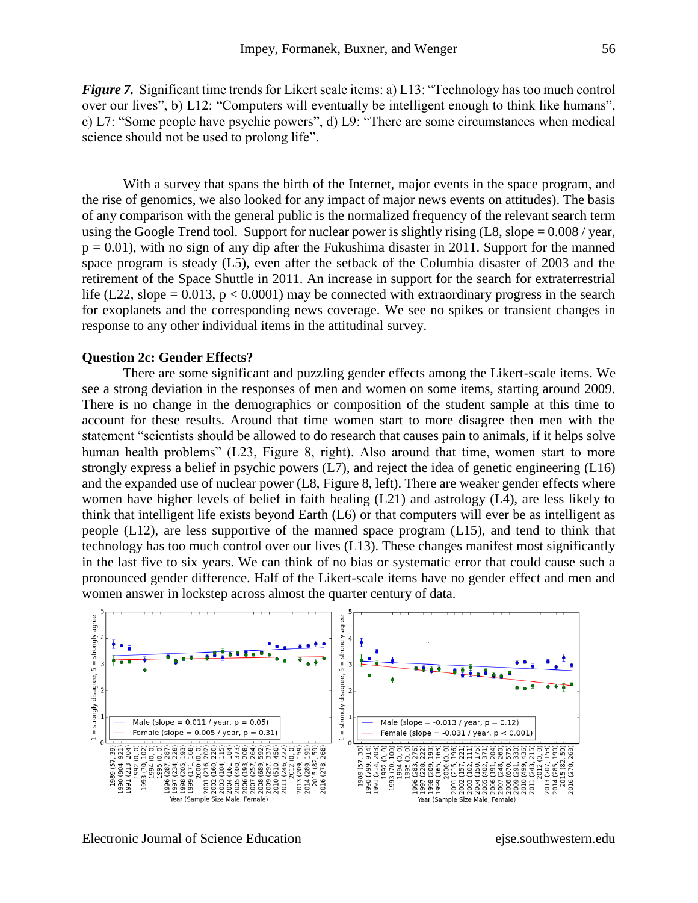*Figure 7.* Significant time trends for Likert scale items: a) L13: "Technology has too much control over our lives", b) L12: "Computers will eventually be intelligent enough to think like humans", c) L7: "Some people have psychic powers", d) L9: "There are some circumstances when medical science should not be used to prolong life".

With a survey that spans the birth of the Internet, major events in the space program, and the rise of genomics, we also looked for any impact of major news events on attitudes). The basis of any comparison with the general public is the normalized frequency of the relevant search term using the Google Trend tool. Support for nuclear power is slightly rising (L8, slope = 0.008 / year, $p = 0.01$), with no sign of any dip after the Fukushima disaster in 2011. Support for the manned space program is steady (L5), even after the setback of the Columbia disaster of 2003 and the retirement of the Space Shuttle in 2011. An increase in support for the search for extraterrestrial life (L22, slope = 0.013, $p < 0.0001$) may be connected with extraordinary progress in the search for exoplanets and the corresponding news coverage. We see no spikes or transient changes in response to any other individual items in the attitudinal survey.

**Question 2c: Gender Effects?**

There are some significant and puzzling gender effects among the Likert-scale items. We see a strong deviation in the responses of men and women on some items, starting around 2009. There is no change in the demographics or composition of the student sample at this time to account for these results. Around that time women start to more disagree then men with the statement "scientists should be allowed to do research that causes pain to animals, if it helps solve human health problems" (L23, Figure 8, right). Also around that time, women start to more strongly express a belief in psychic powers (L7), and reject the idea of genetic engineering (L16) and the expanded use of nuclear power (L8, Figure 8, left). There are weaker gender effects where women have higher levels of belief in faith healing (L21) and astrology (L4), are less likely to think that intelligent life exists beyond Earth (L6) or that computers will ever be as intelligent as people (L12), are less supportive of the manned space program (L15), and tend to think that technology has too much control over our lives (L13). These changes manifest most significantly in the last five to six years. We can think of no bias or systematic error that could cause such a pronounced gender difference. Half of the Likert-scale items have no gender effect and men and women answer in lockstep across almost the quarter century of data.

1 = strongly disagree, 5 = strongly agree
Male (slope = 0.011 / year, p = 0.05)
Female (slope = 0.005 / year, p = 0.31)
1989 (57, 39), 1990 (804, 921), 1991 (213, 204), 1992 (0, 0), 1993 (70, 102), 1994 (0, 0), 1995 (0, 0), 1996 (287, 287), 1997 (234, 228), 1998 (205, 193), 1999 (171, 168), 2000 (0, 0), 2001 (216, 202), 2002 (160, 220), 2003 (104, 115), 2004 (161, 184), 2005 (400, 373), 2006 (193, 208), 2007 (257, 264), 2008 (689, 592), 2009 (297, 337), 2010 (510, 450), 2011 (246, 222), 2012 (0, 0), 2013 (209, 159), 2014 (289, 191), 2015 (82, 59), 2016 (278, 268)
Year (Sample Size Male, Female)

1 = strongly disagree, 5 = strongly agree
Male (slope = -0.013 / year, p = 0.12)
Female (slope = -0.031 / year, p < 0.001)
1989 (57, 38), 1990 (799, 914), 1991 (214, 203), 1992 (0, 0), 1993 (70, 100), 1994 (0, 0), 1995 (0, 0), 1996 (283, 276), 1997 (228, 222), 1998 (209, 193), 1999 (165, 163), 2000 (0, 0), 2001 (215, 196), 2002 (157, 221), 2003 (102, 111), 2004 (150, 175), 2005 (402, 371), 2006 (191, 204), 2007 (248, 260), 2008 (670, 575), 2009 (291, 330), 2010 (499, 436), 2011 (243, 215), 2012 (0, 0), 2013 (207, 158), 2014 (285, 190), 2015 (82, 59), 2016 (278, 268)
Year (Sample Size Male, Female)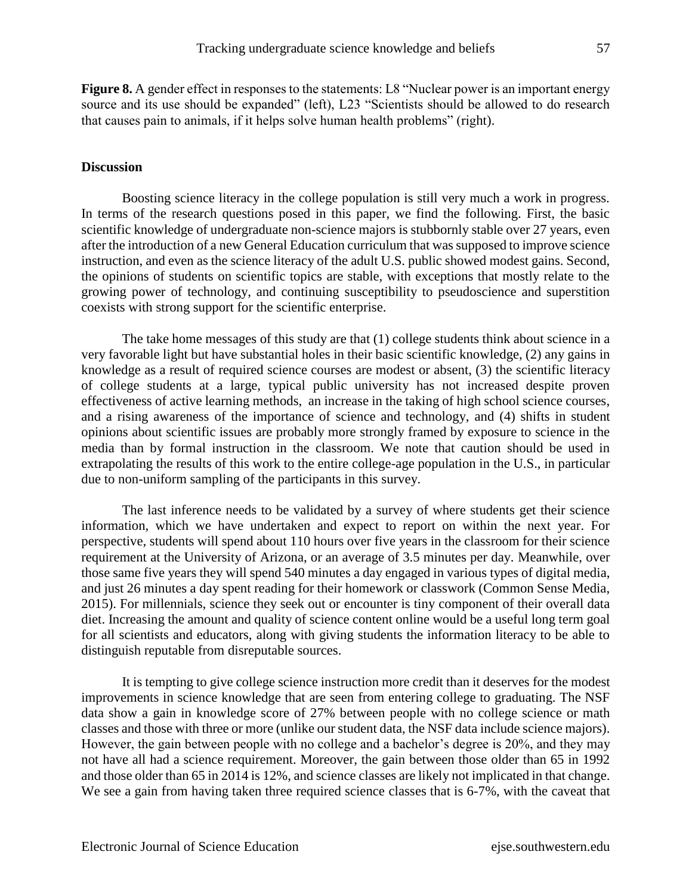**Figure 8.** A gender effect in responses to the statements: L8 "Nuclear power is an important energy source and its use should be expanded" (left), L23 "Scientists should be allowed to do research that causes pain to animals, if it helps solve human health problems" (right).

## Discussion

Boosting science literacy in the college population is still very much a work in progress. In terms of the research questions posed in this paper, we find the following. First, the basic scientific knowledge of undergraduate non-science majors is stubbornly stable over 27 years, even after the introduction of a new General Education curriculum that was supposed to improve science instruction, and even as the science literacy of the adult U.S. public showed modest gains. Second, the opinions of students on scientific topics are stable, with exceptions that mostly relate to the growing power of technology, and continuing susceptibility to pseudoscience and superstition coexists with strong support for the scientific enterprise.

The take home messages of this study are that (1) college students think about science in a very favorable light but have substantial holes in their basic scientific knowledge, (2) any gains in knowledge as a result of required science courses are modest or absent, (3) the scientific literacy of college students at a large, typical public university has not increased despite proven effectiveness of active learning methods, an increase in the taking of high school science courses, and a rising awareness of the importance of science and technology, and (4) shifts in student opinions about scientific issues are probably more strongly framed by exposure to science in the media than by formal instruction in the classroom. We note that caution should be used in extrapolating the results of this work to the entire college-age population in the U.S., in particular due to non-uniform sampling of the participants in this survey.

The last inference needs to be validated by a survey of where students get their science information, which we have undertaken and expect to report on within the next year. For perspective, students will spend about 110 hours over five years in the classroom for their science requirement at the University of Arizona, or an average of 3.5 minutes per day. Meanwhile, over those same five years they will spend 540 minutes a day engaged in various types of digital media, and just 26 minutes a day spent reading for their homework or classwork (Common Sense Media, 2015). For millennials, science they seek out or encounter is tiny component of their overall data diet. Increasing the amount and quality of science content online would be a useful long term goal for all scientists and educators, along with giving students the information literacy to be able to distinguish reputable from disreputable sources.

It is tempting to give college science instruction more credit than it deserves for the modest improvements in science knowledge that are seen from entering college to graduating. The NSF data show a gain in knowledge score of 27% between people with no college science or math classes and those with three or more (unlike our student data, the NSF data include science majors). However, the gain between people with no college and a bachelor's degree is 20%, and they may not have all had a science requirement. Moreover, the gain between those older than 65 in 1992 and those older than 65 in 2014 is 12%, and science classes are likely not implicated in that change. We see a gain from having taken three required science classes that is 6-7%, with the caveat that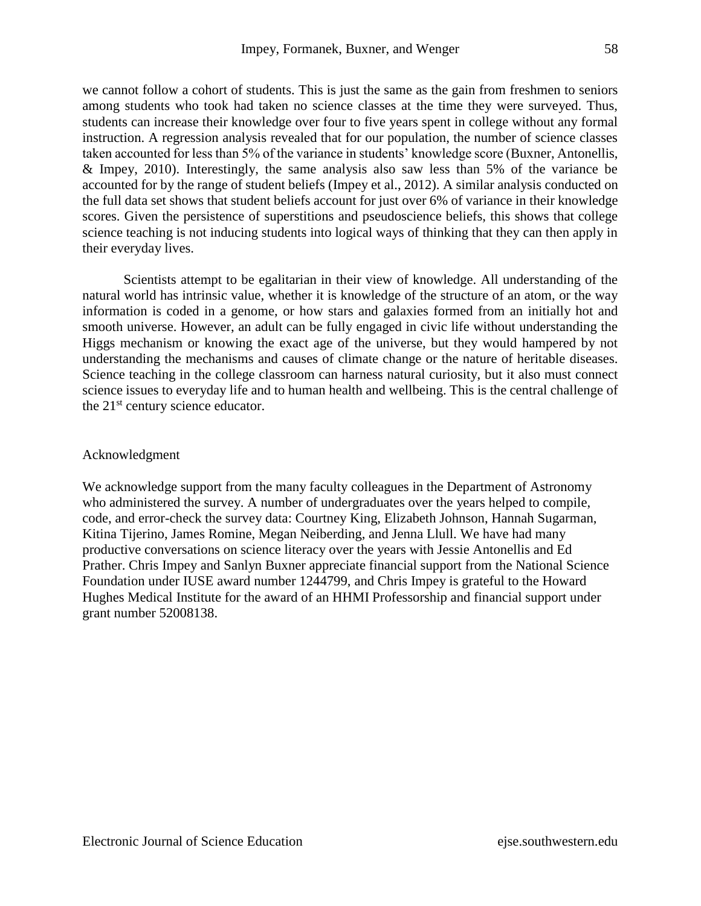we cannot follow a cohort of students. This is just the same as the gain from freshmen to seniors among students who took had taken no science classes at the time they were surveyed. Thus, students can increase their knowledge over four to five years spent in college without any formal instruction. A regression analysis revealed that for our population, the number of science classes taken accounted for less than 5% of the variance in students' knowledge score (Buxner, Antonellis, & Impey, 2010). Interestingly, the same analysis also saw less than 5% of the variance be accounted for by the range of student beliefs (Impey et al., 2012). A similar analysis conducted on the full data set shows that student beliefs account for just over 6% of variance in their knowledge scores. Given the persistence of superstitions and pseudoscience beliefs, this shows that college science teaching is not inducing students into logical ways of thinking that they can then apply in their everyday lives.

Scientists attempt to be egalitarian in their view of knowledge. All understanding of the natural world has intrinsic value, whether it is knowledge of the structure of an atom, or the way information is coded in a genome, or how stars and galaxies formed from an initially hot and smooth universe. However, an adult can be fully engaged in civic life without understanding the Higgs mechanism or knowing the exact age of the universe, but they would hampered by not understanding the mechanisms and causes of climate change or the nature of heritable diseases. Science teaching in the college classroom can harness natural curiosity, but it also must connect science issues to everyday life and to human health and wellbeing. This is the central challenge of the 21st century science educator.

## Acknowledgment

We acknowledge support from the many faculty colleagues in the Department of Astronomy who administered the survey. A number of undergraduates over the years helped to compile, code, and error-check the survey data: Courtney King, Elizabeth Johnson, Hannah Sugarman, Kitina Tijerino, James Romine, Megan Neiberding, and Jenna Llull. We have had many productive conversations on science literacy over the years with Jessie Antonellis and Ed Prather. Chris Impey and Sanlyn Buxner appreciate financial support from the National Science Foundation under IUSE award number 1244799, and Chris Impey is grateful to the Howard Hughes Medical Institute for the award of an HHMI Professorship and financial support under grant number 52008138.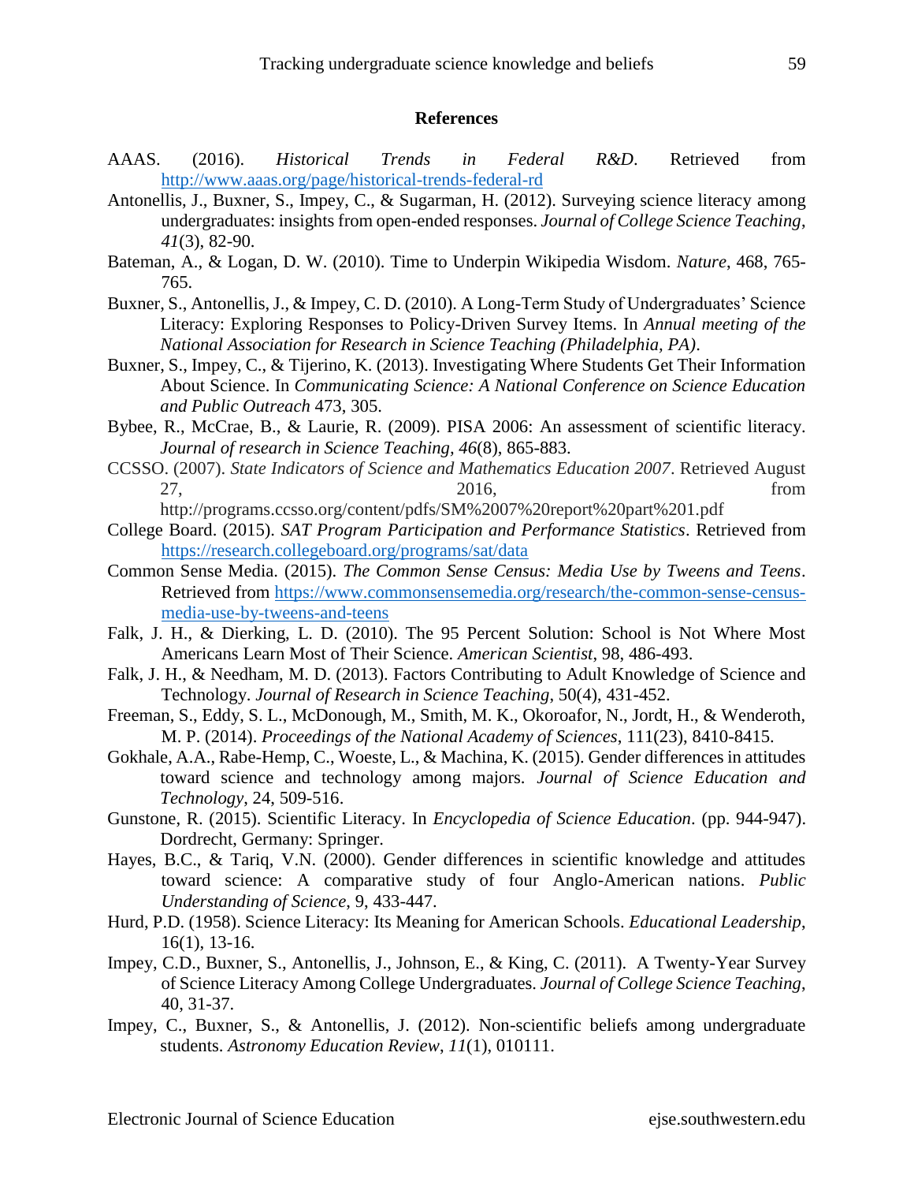## References

AAAS. (2016). *Historical Trends in Federal R&D*. Retrieved from http://www.aaas.org/page/historical-trends-federal-rd

Antonellis, J., Buxner, S., Impey, C., & Sugarman, H. (2012). Surveying science literacy among undergraduates: insights from open-ended responses. *Journal of College Science Teaching*, *41*(3), 82-90.

Bateman, A., & Logan, D. W. (2010). Time to Underpin Wikipedia Wisdom. *Nature*, 468, 765-765.

Buxner, S., Antonellis, J., & Impey, C. D. (2010). A Long-Term Study of Undergraduates' Science Literacy: Exploring Responses to Policy-Driven Survey Items. In *Annual meeting of the National Association for Research in Science Teaching (Philadelphia, PA)*.

Buxner, S., Impey, C., & Tijerino, K. (2013). Investigating Where Students Get Their Information About Science. In *Communicating Science: A National Conference on Science Education and Public Outreach* 473, 305.

Bybee, R., McCrae, B., & Laurie, R. (2009). PISA 2006: An assessment of scientific literacy. *Journal of research in Science Teaching*, *46*(8), 865-883.

CCSSO. (2007). *State Indicators of Science and Mathematics Education 2007*. Retrieved August 27, 2016, from http://programs.ccsso.org/content/pdfs/SM%2007%20report%20part%201.pdf

College Board. (2015). *SAT Program Participation and Performance Statistics*. Retrieved from https://research.collegeboard.org/programs/sat/data

Common Sense Media. (2015). *The Common Sense Census: Media Use by Tweens and Teens*. Retrieved from https://www.commonsensemedia.org/research/the-common-sense-census-media-use-by-tweens-and-teens

Falk, J. H., & Dierking, L. D. (2010). The 95 Percent Solution: School is Not Where Most Americans Learn Most of Their Science. *American Scientist*, 98, 486-493.

Falk, J. H., & Needham, M. D. (2013). Factors Contributing to Adult Knowledge of Science and Technology. *Journal of Research in Science Teaching*, 50(4), 431-452.

Freeman, S., Eddy, S. L., McDonough, M., Smith, M. K., Okoroafor, N., Jordt, H., & Wenderoth, M. P. (2014). *Proceedings of the National Academy of Sciences*, 111(23), 8410-8415.

Gokhale, A.A., Rabe-Hemp, C., Woeste, L., & Machina, K. (2015). Gender differences in attitudes toward science and technology among majors. *Journal of Science Education and Technology*, 24, 509-516.

Gunstone, R. (2015). Scientific Literacy. In *Encyclopedia of Science Education*. (pp. 944-947). Dordrecht, Germany: Springer.

Hayes, B.C., & Tariq, V.N. (2000). Gender differences in scientific knowledge and attitudes toward science: A comparative study of four Anglo-American nations. *Public Understanding of Science*, 9, 433-447.

Hurd, P.D. (1958). Science Literacy: Its Meaning for American Schools. *Educational Leadership*, 16(1), 13-16.

Impey, C.D., Buxner, S., Antonellis, J., Johnson, E., & King, C. (2011). A Twenty-Year Survey of Science Literacy Among College Undergraduates. *Journal of College Science Teaching*, 40, 31-37.

Impey, C., Buxner, S., & Antonellis, J. (2012). Non-scientific beliefs among undergraduate students. *Astronomy Education Review*, *11*(1), 010111.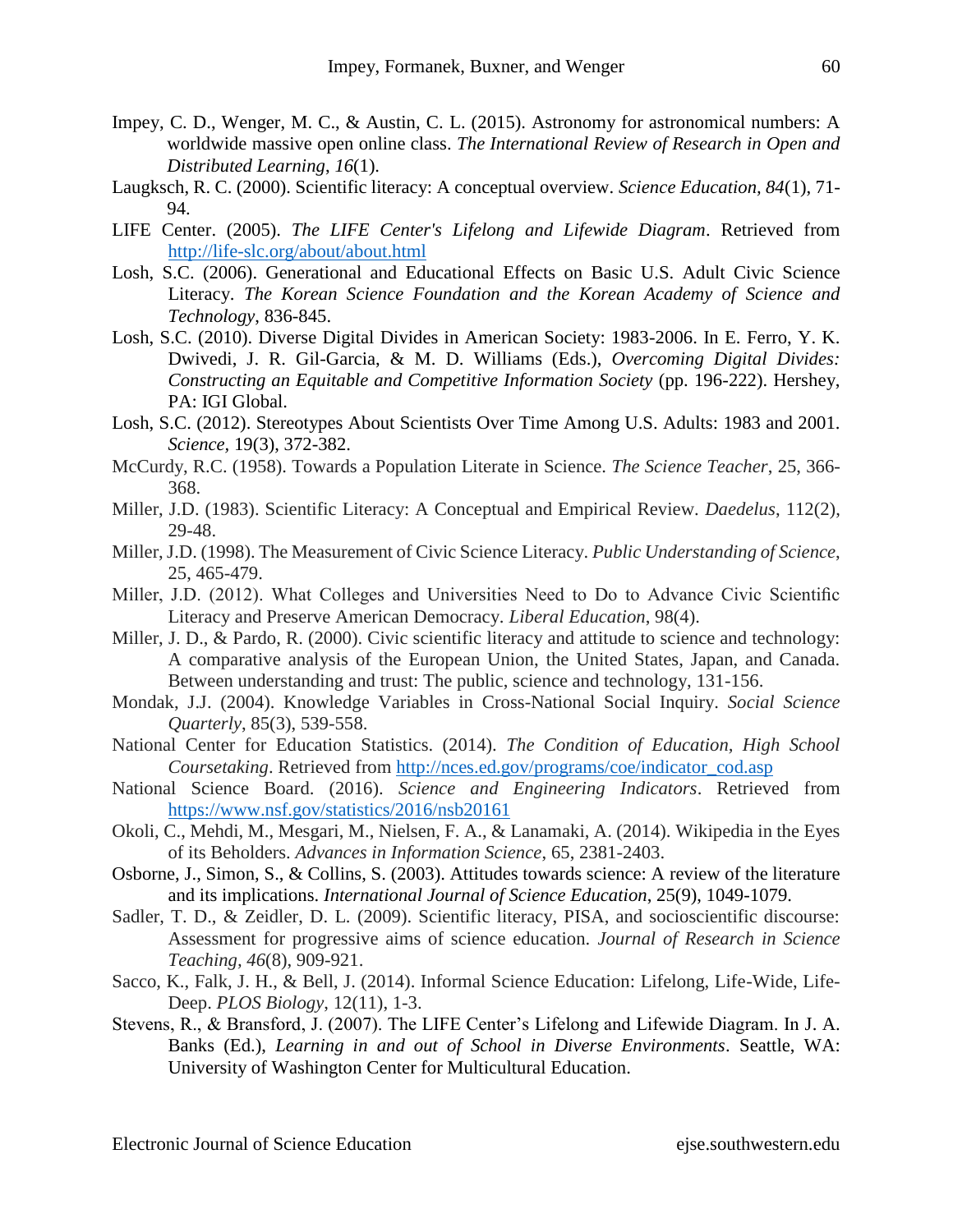Impey, C. D., Wenger, M. C., & Austin, C. L. (2015). Astronomy for astronomical numbers: A worldwide massive open online class. *The International Review of Research in Open and Distributed Learning*, *16*(1).

Laugksch, R. C. (2000). Scientific literacy: A conceptual overview. *Science Education*, *84*(1), 71-94.

LIFE Center. (2005). *The LIFE Center's Lifelong and Lifewide Diagram*. Retrieved from http://life-slc.org/about/about.html

Losh, S.C. (2006). Generational and Educational Effects on Basic U.S. Adult Civic Science Literacy. *The Korean Science Foundation and the Korean Academy of Science and Technology*, 836-845.

Losh, S.C. (2010). Diverse Digital Divides in American Society: 1983-2006. In E. Ferro, Y. K. Dwivedi, J. R. Gil-Garcia, & M. D. Williams (Eds.), *Overcoming Digital Divides: Constructing an Equitable and Competitive Information Society* (pp. 196-222). Hershey, PA: IGI Global.

Losh, S.C. (2012). Stereotypes About Scientists Over Time Among U.S. Adults: 1983 and 2001. *Science,* 19(3), 372-382.

McCurdy, R.C. (1958). Towards a Population Literate in Science. *The Science Teacher*, 25, 366-368.

Miller, J.D. (1983). Scientific Literacy: A Conceptual and Empirical Review. *Daedelus*, 112(2), 29-48.

Miller, J.D. (1998). The Measurement of Civic Science Literacy. *Public Understanding of Science*, 25, 465-479.

Miller, J.D. (2012). What Colleges and Universities Need to Do to Advance Civic Scientific Literacy and Preserve American Democracy. *Liberal Education*, 98(4).

Miller, J. D., & Pardo, R. (2000). Civic scientific literacy and attitude to science and technology: A comparative analysis of the European Union, the United States, Japan, and Canada. Between understanding and trust: The public, science and technology, 131-156.

Mondak, J.J. (2004). Knowledge Variables in Cross-National Social Inquiry. *Social Science Quarterly*, 85(3), 539-558.

National Center for Education Statistics. (2014). *The Condition of Education, High School Coursetaking*. Retrieved from http://nces.ed.gov/programs/coe/indicator_cod.asp

National Science Board. (2016). *Science and Engineering Indicators*. Retrieved from https://www.nsf.gov/statistics/2016/nsb20161

Okoli, C., Mehdi, M., Mesgari, M., Nielsen, F. A., & Lanamaki, A. (2014). Wikipedia in the Eyes of its Beholders. *Advances in Information Science*, 65, 2381-2403.

Osborne, J., Simon, S., & Collins, S. (2003). Attitudes towards science: A review of the literature and its implications. *International Journal of Science Education*, 25(9), 1049-1079.

Sadler, T. D., & Zeidler, D. L. (2009). Scientific literacy, PISA, and socioscientific discourse: Assessment for progressive aims of science education. *Journal of Research in Science Teaching*, *46*(8), 909-921.

Sacco, K., Falk, J. H., & Bell, J. (2014). Informal Science Education: Lifelong, Life-Wide, Life-Deep. *PLOS Biology*, 12(11), 1-3.

Stevens, R., & Bransford, J. (2007). The LIFE Center's Lifelong and Lifewide Diagram. In J. A. Banks (Ed.), *Learning in and out of School in Diverse Environments*. Seattle, WA: University of Washington Center for Multicultural Education.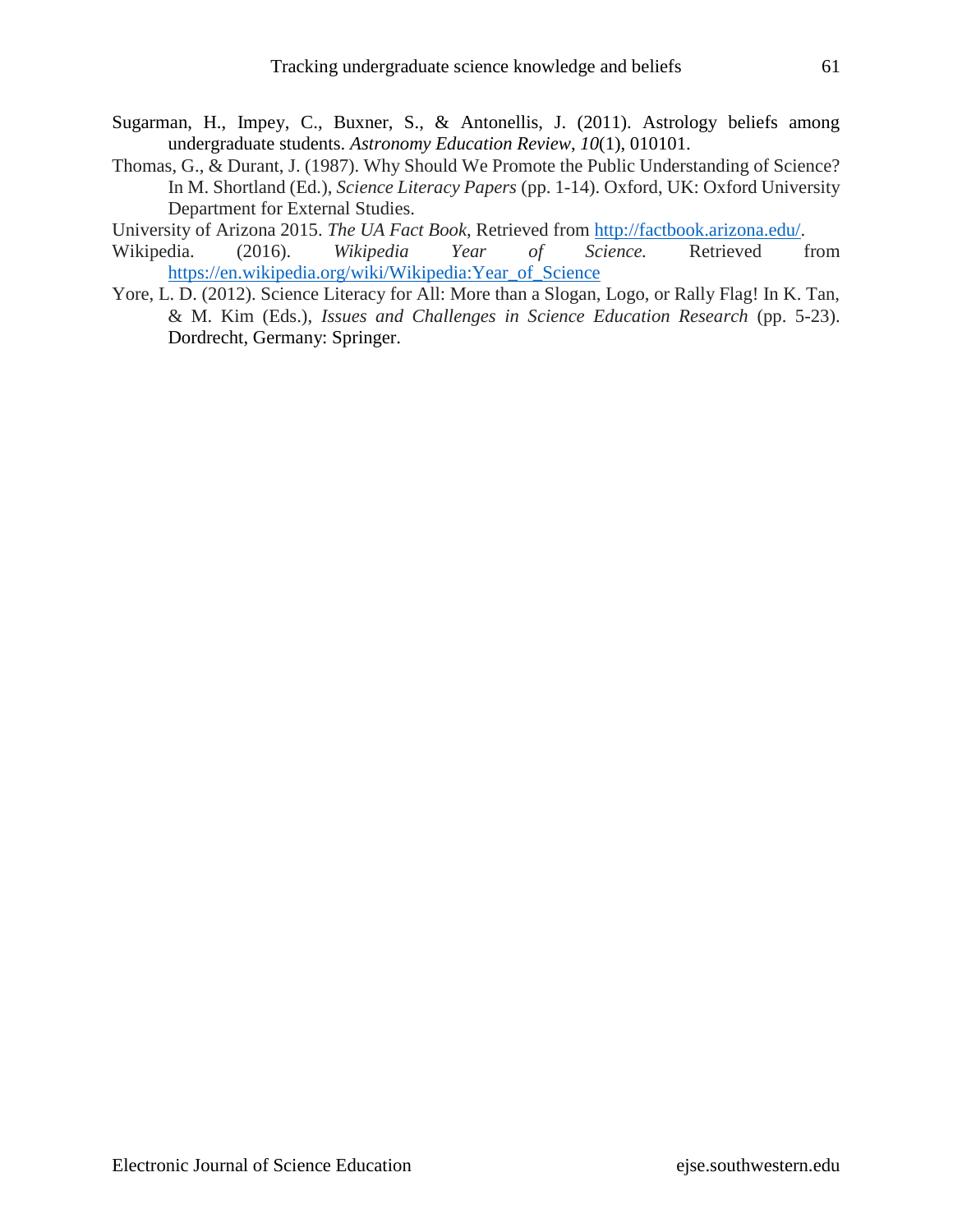Sugarman, H., Impey, C., Buxner, S., & Antonellis, J. (2011). Astrology beliefs among undergraduate students. *Astronomy Education Review*, *10*(1), 010101.

Thomas, G., & Durant, J. (1987). Why Should We Promote the Public Understanding of Science? In M. Shortland (Ed.), *Science Literacy Papers* (pp. 1-14). Oxford, UK: Oxford University Department for External Studies.

University of Arizona 2015. *The UA Fact Book*, Retrieved from http://factbook.arizona.edu/.

Wikipedia. (2016). *Wikipedia Year of Science.* Retrieved from https://en.wikipedia.org/wiki/Wikipedia:Year_of_Science

Yore, L. D. (2012). Science Literacy for All: More than a Slogan, Logo, or Rally Flag! In K. Tan, & M. Kim (Eds.), *Issues and Challenges in Science Education Research* (pp. 5-23). Dordrecht, Germany: Springer.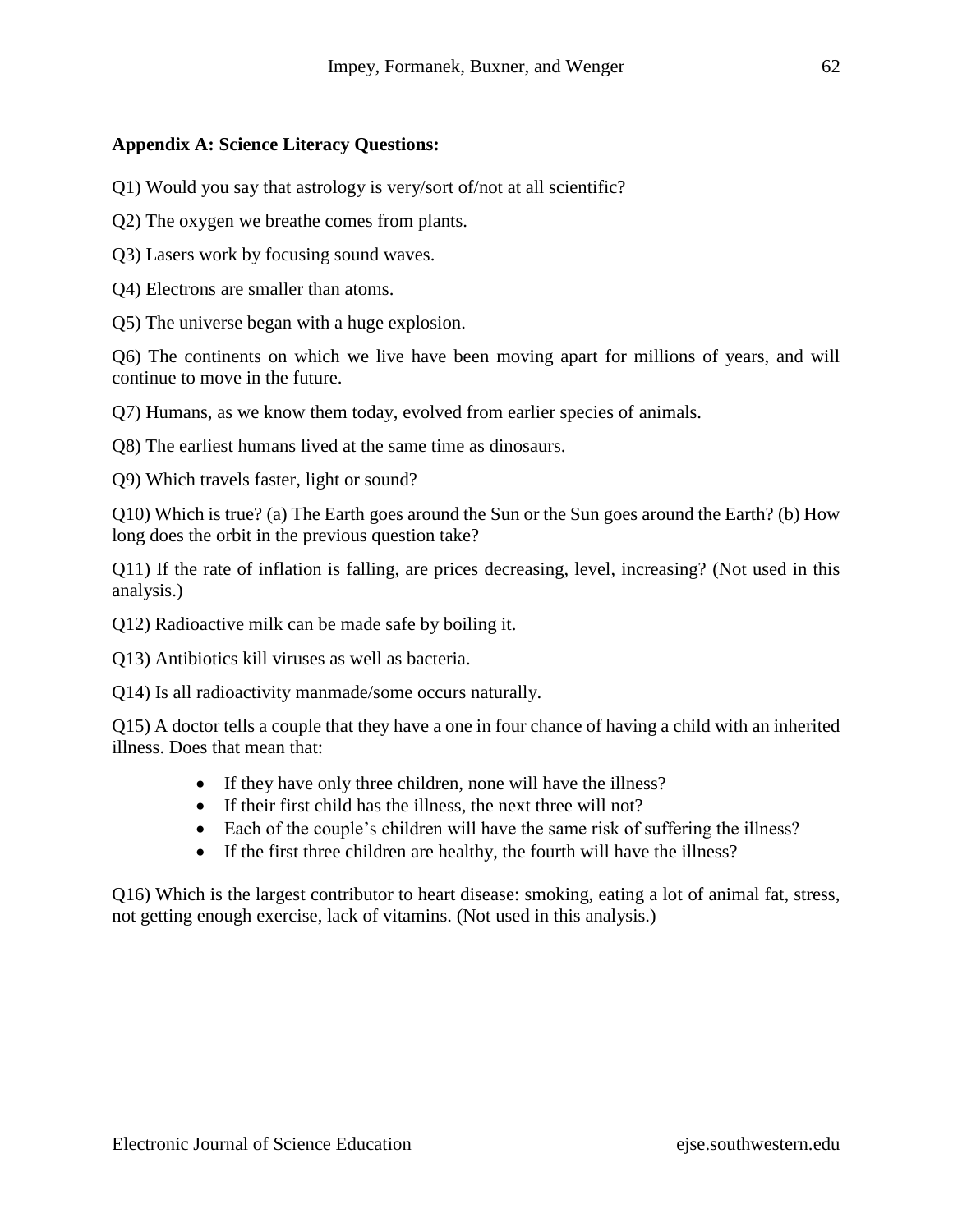## Appendix A: Science Literacy Questions:

Q1) Would you say that astrology is very/sort of/not at all scientific?

Q2) The oxygen we breathe comes from plants.

Q3) Lasers work by focusing sound waves.

Q4) Electrons are smaller than atoms.

Q5) The universe began with a huge explosion.

Q6) The continents on which we live have been moving apart for millions of years, and will continue to move in the future.

Q7) Humans, as we know them today, evolved from earlier species of animals.

Q8) The earliest humans lived at the same time as dinosaurs.

Q9) Which travels faster, light or sound?

Q10) Which is true? (a) The Earth goes around the Sun or the Sun goes around the Earth? (b) How long does the orbit in the previous question take?

Q11) If the rate of inflation is falling, are prices decreasing, level, increasing? (Not used in this analysis.)

Q12) Radioactive milk can be made safe by boiling it.

Q13) Antibiotics kill viruses as well as bacteria.

Q14) Is all radioactivity manmade/some occurs naturally.

Q15) A doctor tells a couple that they have a one in four chance of having a child with an inherited illness. Does that mean that:

- If they have only three children, none will have the illness?
- If their first child has the illness, the next three will not?
- Each of the couple's children will have the same risk of suffering the illness?
- If the first three children are healthy, the fourth will have the illness?

Q16) Which is the largest contributor to heart disease: smoking, eating a lot of animal fat, stress, not getting enough exercise, lack of vitamins. (Not used in this analysis.)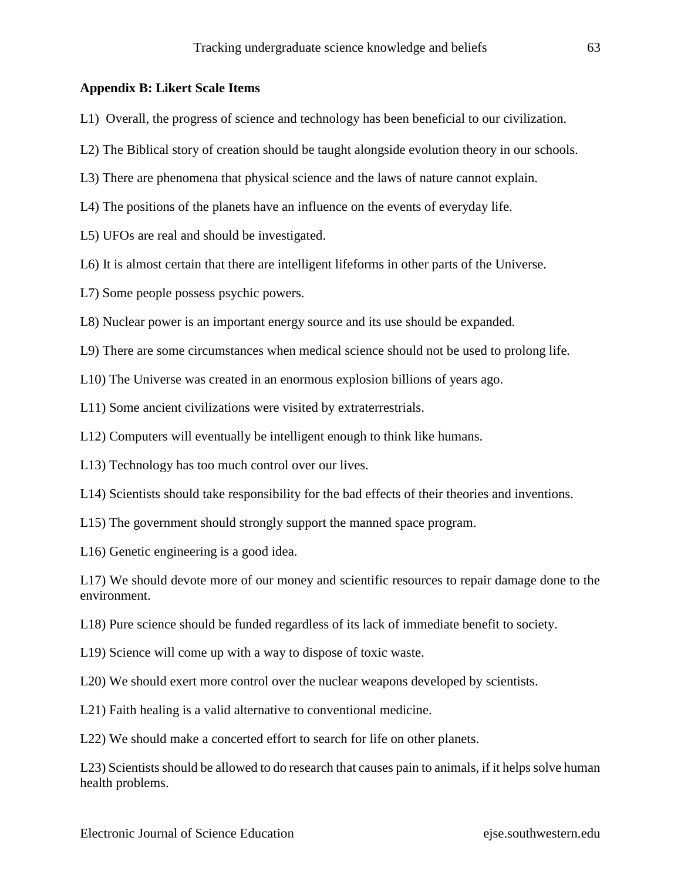**Appendix B: Likert Scale Items**

L1) Overall, the progress of science and technology has been beneficial to our civilization.

L2) The Biblical story of creation should be taught alongside evolution theory in our schools.

L3) There are phenomena that physical science and the laws of nature cannot explain.

L4) The positions of the planets have an influence on the events of everyday life.

L5) UFOs are real and should be investigated.

L6) It is almost certain that there are intelligent lifeforms in other parts of the Universe.

L7) Some people possess psychic powers.

L8) Nuclear power is an important energy source and its use should be expanded.

L9) There are some circumstances when medical science should not be used to prolong life.

L10) The Universe was created in an enormous explosion billions of years ago.

L11) Some ancient civilizations were visited by extraterrestrials.

L12) Computers will eventually be intelligent enough to think like humans.

L13) Technology has too much control over our lives.

L14) Scientists should take responsibility for the bad effects of their theories and inventions.

L15) The government should strongly support the manned space program.

L16) Genetic engineering is a good idea.

L17) We should devote more of our money and scientific resources to repair damage done to the environment.

L18) Pure science should be funded regardless of its lack of immediate benefit to society.

L19) Science will come up with a way to dispose of toxic waste.

L20) We should exert more control over the nuclear weapons developed by scientists.

L21) Faith healing is a valid alternative to conventional medicine.

L22) We should make a concerted effort to search for life on other planets.

L23) Scientists should be allowed to do research that causes pain to animals, if it helps solve human health problems.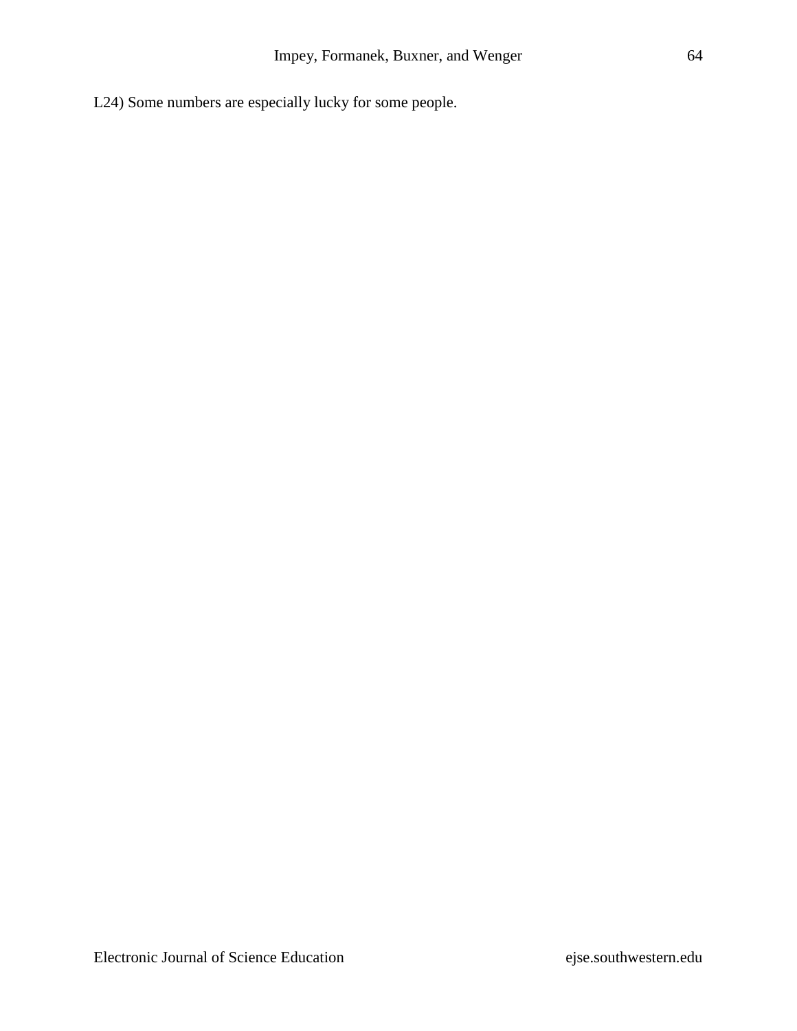L24) Some numbers are especially lucky for some people.